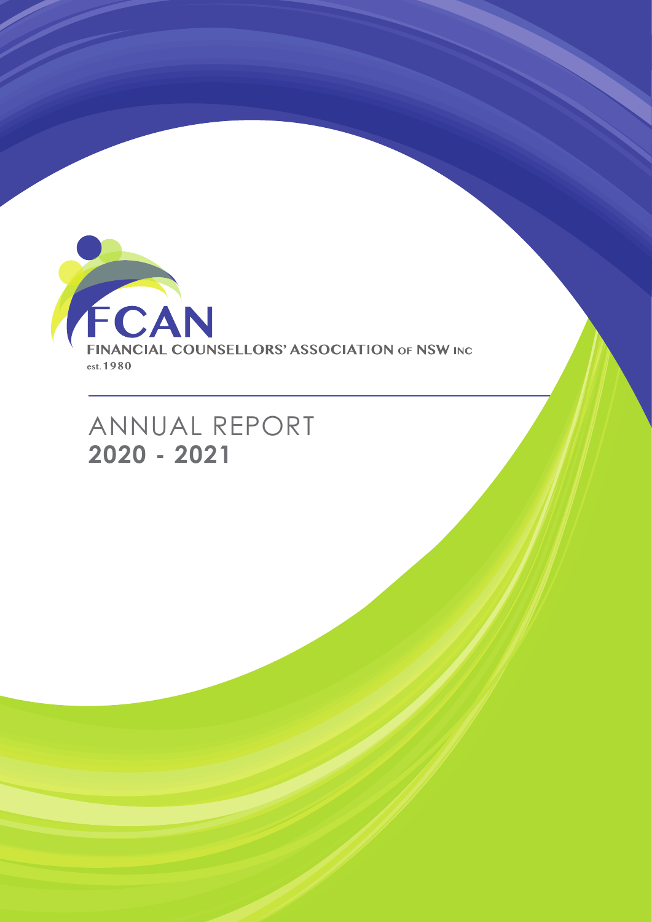FCAN

FINANCIAL COUNSELLORS' ASSOCIATION OF NSW INC

est. 1980

# ANNUAL REPORT

# 2020 - 2021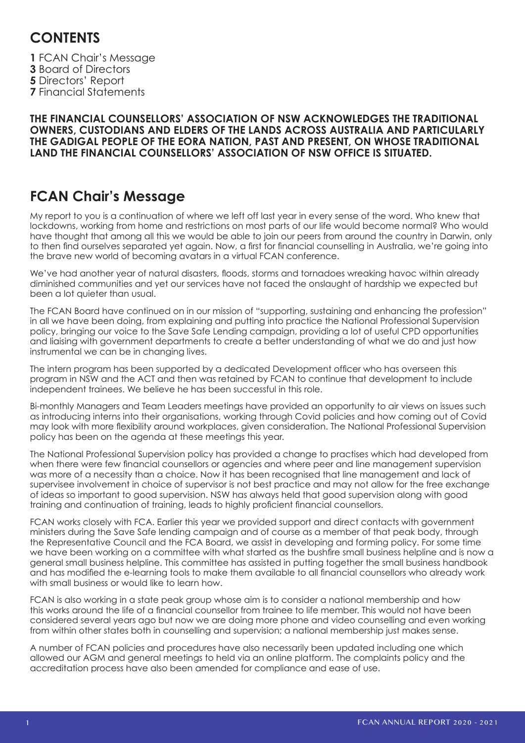## CONTENTS

**1** FCAN Chair's Message
**3** Board of Directors
**5** Directors' Report
**7** Financial Statements

**THE FINANCIAL COUNSELLORS' ASSOCIATION OF NSW ACKNOWLEDGES THE TRADITIONAL OWNERS, CUSTODIANS AND ELDERS OF THE LANDS ACROSS AUSTRALIA AND PARTICULARLY THE GADIGAL PEOPLE OF THE EORA NATION, PAST AND PRESENT, ON WHOSE TRADITIONAL LAND THE FINANCIAL COUNSELLORS' ASSOCIATION OF NSW OFFICE IS SITUATED.**

## FCAN Chair's Message

My report to you is a continuation of where we left off last year in every sense of the word. Who knew that lockdowns, working from home and restrictions on most parts of our life would become normal? Who would have thought that among all this we would be able to join our peers from around the country in Darwin, only to then find ourselves separated yet again. Now, a first for financial counselling in Australia, we're going into the brave new world of becoming avatars in a virtual FCAN conference.

We've had another year of natural disasters, floods, storms and tornadoes wreaking havoc within already diminished communities and yet our services have not faced the onslaught of hardship we expected but been a lot quieter than usual.

The FCAN Board have continued on in our mission of "supporting, sustaining and enhancing the profession" in all we have been doing, from explaining and putting into practice the National Professional Supervision policy, bringing our voice to the Save Safe Lending campaign, providing a lot of useful CPD opportunities and liaising with government departments to create a better understanding of what we do and just how instrumental we can be in changing lives.

The intern program has been supported by a dedicated Development officer who has overseen this program in NSW and the ACT and then was retained by FCAN to continue that development to include independent trainees. We believe he has been successful in this role.

Bi-monthly Managers and Team Leaders meetings have provided an opportunity to air views on issues such as introducing interns into their organisations, working through Covid policies and how coming out of Covid may look with more flexibility around workplaces, given consideration. The National Professional Supervision policy has been on the agenda at these meetings this year.

The National Professional Supervision policy has provided a change to practises which had developed from when there were few financial counsellors or agencies and where peer and line management supervision was more of a necessity than a choice. Now it has been recognised that line management and lack of supervisee involvement in choice of supervisor is not best practice and may not allow for the free exchange of ideas so important to good supervision. NSW has always held that good supervision along with good training and continuation of training, leads to highly proficient financial counsellors.

FCAN works closely with FCA. Earlier this year we provided support and direct contacts with government ministers during the Save Safe lending campaign and of course as a member of that peak body, through the Representative Council and the FCA Board, we assist in developing and forming policy. For some time we have been working on a committee with what started as the bushfire small business helpline and is now a general small business helpline. This committee has assisted in putting together the small business handbook and has modified the e-learning tools to make them available to all financial counsellors who already work with small business or would like to learn how.

FCAN is also working in a state peak group whose aim is to consider a national membership and how this works around the life of a financial counsellor from trainee to life member. This would not have been considered several years ago but now we are doing more phone and video counselling and even working from within other states both in counselling and supervision; a national membership just makes sense.

A number of FCAN policies and procedures have also necessarily been updated including one which allowed our AGM and general meetings to held via an online platform. The complaints policy and the accreditation process have also been amended for compliance and ease of use.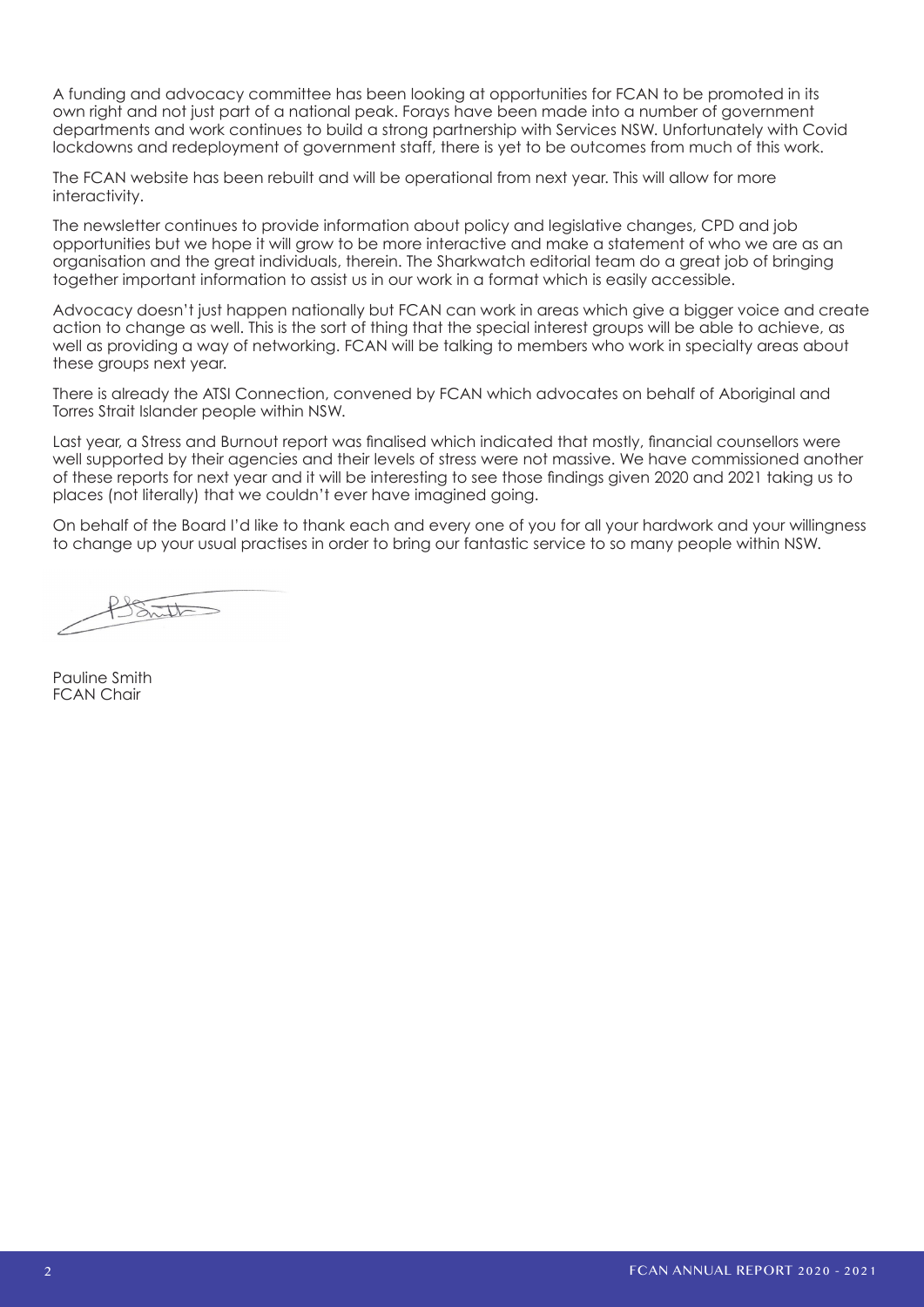A funding and advocacy committee has been looking at opportunities for FCAN to be promoted in its own right and not just part of a national peak. Forays have been made into a number of government departments and work continues to build a strong partnership with Services NSW. Unfortunately with Covid lockdowns and redeployment of government staff, there is yet to be outcomes from much of this work.

The FCAN website has been rebuilt and will be operational from next year. This will allow for more interactivity.

The newsletter continues to provide information about policy and legislative changes, CPD and job opportunities but we hope it will grow to be more interactive and make a statement of who we are as an organisation and the great individuals, therein. The Sharkwatch editorial team do a great job of bringing together important information to assist us in our work in a format which is easily accessible.

Advocacy doesn't just happen nationally but FCAN can work in areas which give a bigger voice and create action to change as well. This is the sort of thing that the special interest groups will be able to achieve, as well as providing a way of networking. FCAN will be talking to members who work in specialty areas about these groups next year.

There is already the ATSI Connection, convened by FCAN which advocates on behalf of Aboriginal and Torres Strait Islander people within NSW.

Last year, a Stress and Burnout report was finalised which indicated that mostly, financial counsellors were well supported by their agencies and their levels of stress were not massive. We have commissioned another of these reports for next year and it will be interesting to see those findings given 2020 and 2021 taking us to places (not literally) that we couldn't ever have imagined going.

On behalf of the Board I'd like to thank each and every one of you for all your hardwork and your willingness to change up your usual practises in order to bring our fantastic service to so many people within NSW.

Pauline Smith
FCAN Chair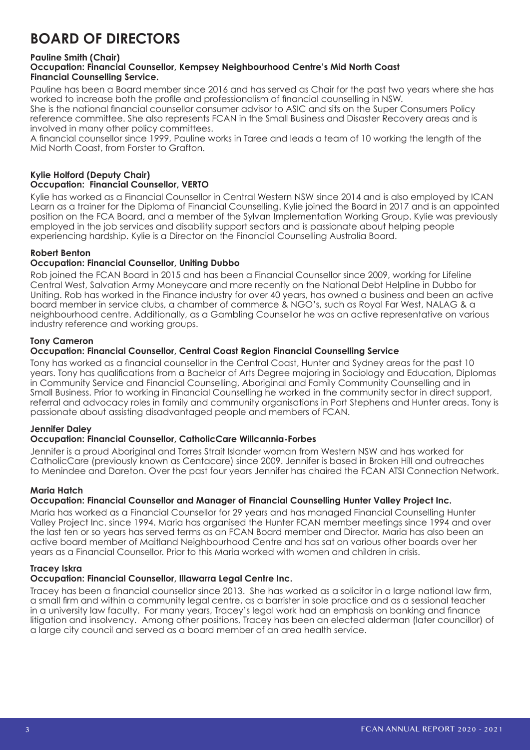# BOARD OF DIRECTORS

**Pauline Smith (Chair)**
**Occupation: Financial Counsellor, Kempsey Neighbourhood Centre's Mid North Coast Financial Counselling Service.**

Pauline has been a Board member since 2016 and has served as Chair for the past two years where she has worked to increase both the profile and professionalism of financial counselling in NSW.
She is the national financial counsellor consumer advisor to ASIC and sits on the Super Consumers Policy reference committee. She also represents FCAN in the Small Business and Disaster Recovery areas and is involved in many other policy committees.
A financial counsellor since 1999, Pauline works in Taree and leads a team of 10 working the length of the Mid North Coast, from Forster to Grafton.

**Kylie Holford (Deputy Chair)**
**Occupation: Financial Counsellor, VERTO**

Kylie has worked as a Financial Counsellor in Central Western NSW since 2014 and is also employed by ICAN Learn as a trainer for the Diploma of Financial Counselling. Kylie joined the Board in 2017 and is an appointed position on the FCA Board, and a member of the Sylvan Implementation Working Group. Kylie was previously employed in the job services and disability support sectors and is passionate about helping people experiencing hardship. Kylie is a Director on the Financial Counselling Australia Board.

**Robert Benton**
**Occupation: Financial Counsellor, Uniting Dubbo**

Rob joined the FCAN Board in 2015 and has been a Financial Counsellor since 2009, working for Lifeline Central West, Salvation Army Moneycare and more recently on the National Debt Helpline in Dubbo for Uniting. Rob has worked in the Finance industry for over 40 years, has owned a business and been an active board member in service clubs, a chamber of commerce & NGO's, such as Royal Far West, NALAG & a neighbourhood centre. Additionally, as a Gambling Counsellor he was an active representative on various industry reference and working groups.

**Tony Cameron**
**Occupation: Financial Counsellor, Central Coast Region Financial Counselling Service**

Tony has worked as a financial counsellor in the Central Coast, Hunter and Sydney areas for the past 10 years. Tony has qualifications from a Bachelor of Arts Degree majoring in Sociology and Education, Diplomas in Community Service and Financial Counselling, Aboriginal and Family Community Counselling and in Small Business. Prior to working in Financial Counselling he worked in the community sector in direct support, referral and advocacy roles in family and community organisations in Port Stephens and Hunter areas. Tony is passionate about assisting disadvantaged people and members of FCAN.

**Jennifer Daley**
**Occupation: Financial Counsellor, CatholicCare Willcannia-Forbes**

Jennifer is a proud Aboriginal and Torres Strait Islander woman from Western NSW and has worked for CatholicCare (previously known as Centacare) since 2009. Jennifer is based in Broken Hill and outreaches to Menindee and Dareton. Over the past four years Jennifer has chaired the FCAN ATSI Connection Network.

**Maria Hatch**
**Occupation: Financial Counsellor and Manager of Financial Counselling Hunter Valley Project Inc.**

Maria has worked as a Financial Counsellor for 29 years and has managed Financial Counselling Hunter Valley Project Inc. since 1994. Maria has organised the Hunter FCAN member meetings since 1994 and over the last ten or so years has served terms as an FCAN Board member and Director. Maria has also been an active board member of Maitland Neighbourhood Centre and has sat on various other boards over her years as a Financial Counsellor. Prior to this Maria worked with women and children in crisis.

**Tracey Iskra**
**Occupation: Financial Counsellor, Illawarra Legal Centre Inc.**

Tracey has been a financial counsellor since 2013. She has worked as a solicitor in a large national law firm, a small firm and within a community legal centre, as a barrister in sole practice and as a sessional teacher in a university law faculty. For many years, Tracey's legal work had an emphasis on banking and finance litigation and insolvency. Among other positions, Tracey has been an elected alderman (later councillor) of a large city council and served as a board member of an area health service.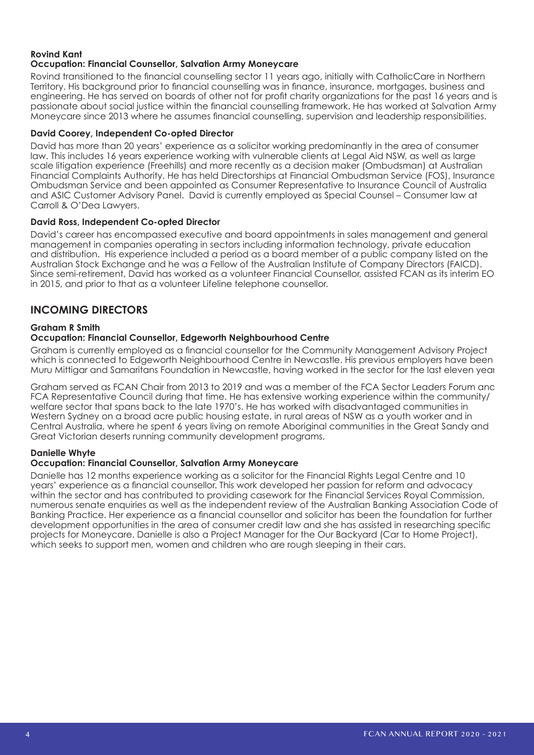**Rovind Kant**
**Occupation: Financial Counsellor, Salvation Army Moneycare**

Rovind transitioned to the financial counselling sector 11 years ago, initially with CatholicCare in Northern Territory. His background prior to financial counselling was in finance, insurance, mortgages, business and engineering. He has served on boards of other not for profit charity organizations for the past 16 years and is passionate about social justice within the financial counselling framework. He has worked at Salvation Army Moneycare since 2013 where he assumes financial counselling, supervision and leadership responsibilities.

**David Coorey, Independent Co-opted Director**

David has more than 20 years' experience as a solicitor working predominantly in the area of consumer law. This includes 16 years experience working with vulnerable clients at Legal Aid NSW, as well as large scale litigation experience (Freehills) and more recently as a decision maker (Ombudsman) at Australian Financial Complaints Authority. He has held Directorships at Financial Ombudsman Service (FOS), Insurance Ombudsman Service and been appointed as Consumer Representative to Insurance Council of Australia and ASIC Customer Advisory Panel. David is currently employed as Special Counsel – Consumer law at Carroll & O'Dea Lawyers.

**David Ross, Independent Co-opted Director**

David's career has encompassed executive and board appointments in sales management and general management in companies operating in sectors including information technology, private education and distribution. His experience included a period as a board member of a public company listed on the Australian Stock Exchange and he was a Fellow of the Australian Institute of Company Directors (FAICD). Since semi-retirement, David has worked as a volunteer Financial Counsellor, assisted FCAN as its interim EO in 2015, and prior to that as a volunteer Lifeline telephone counsellor.

## INCOMING DIRECTORS

**Graham R Smith**
**Occupation: Financial Counsellor, Edgeworth Neighbourhood Centre**

Graham is currently employed as a financial counsellor for the Community Management Advisory Project which is connected to Edgeworth Neighbourhood Centre in Newcastle. His previous employers have been Muru Mittigar and Samaritans Foundation in Newcastle, having worked in the sector for the last eleven year

Graham served as FCAN Chair from 2013 to 2019 and was a member of the FCA Sector Leaders Forum and FCA Representative Council during that time. He has extensive working experience within the community/welfare sector that spans back to the late 1970's. He has worked with disadvantaged communities in Western Sydney on a broad acre public housing estate, in rural areas of NSW as a youth worker and in Central Australia, where he spent 6 years living on remote Aboriginal communities in the Great Sandy and Great Victorian deserts running community development programs.

**Danielle Whyte**
**Occupation: Financial Counsellor, Salvation Army Moneycare**

Danielle has 12 months experience working as a solicitor for the Financial Rights Legal Centre and 10 years' experience as a financial counsellor. This work developed her passion for reform and advocacy within the sector and has contributed to providing casework for the Financial Services Royal Commission, numerous senate enquiries as well as the independent review of the Australian Banking Association Code of Banking Practice. Her experience as a financial counsellor and solicitor has been the foundation for further development opportunities in the area of consumer credit law and she has assisted in researching specific projects for Moneycare. Danielle is also a Project Manager for the Our Backyard (Car to Home Project), which seeks to support men, women and children who are rough sleeping in their cars.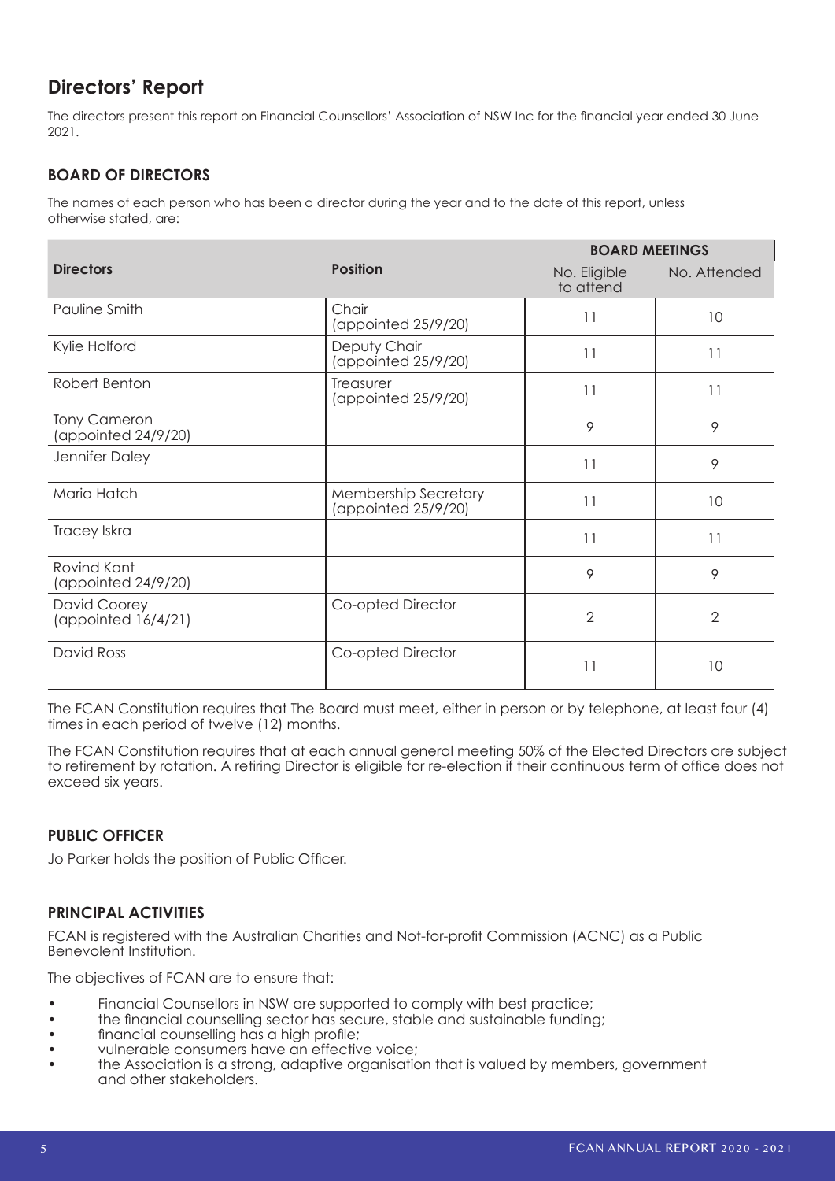## Directors' Report

The directors present this report on Financial Counsellors' Association of NSW Inc for the financial year ended 30 June 2021.

### BOARD OF DIRECTORS

The names of each person who has been a director during the year and to the date of this report, unless otherwise stated, are:

| Directors | Position | BOARD MEETINGS | |
|---|---|---|---|
| | | No. Eligible to attend | No. Attended |
| Pauline Smith | Chair (appointed 25/9/20) | 11 | 10 |
| Kylie Holford | Deputy Chair (appointed 25/9/20) | 11 | 11 |
| Robert Benton | Treasurer (appointed 25/9/20) | 11 | 11 |
| Tony Cameron (appointed 24/9/20) | | 9 | 9 |
| Jennifer Daley | | 11 | 9 |
| Maria Hatch | Membership Secretary (appointed 25/9/20) | 11 | 10 |
| Tracey Iskra | | 11 | 11 |
| Rovind Kant (appointed 24/9/20) | | 9 | 9 |
| David Coorey (appointed 16/4/21) | Co-opted Director | 2 | 2 |
| David Ross | Co-opted Director | 11 | 10 |

The FCAN Constitution requires that The Board must meet, either in person or by telephone, at least four (4) times in each period of twelve (12) months.

The FCAN Constitution requires that at each annual general meeting 50% of the Elected Directors are subject to retirement by rotation. A retiring Director is eligible for re-election if their continuous term of office does not exceed six years.

### PUBLIC OFFICER

Jo Parker holds the position of Public Officer.

### PRINCIPAL ACTIVITIES

FCAN is registered with the Australian Charities and Not-for-profit Commission (ACNC) as a Public Benevolent Institution.

The objectives of FCAN are to ensure that:

- Financial Counsellors in NSW are supported to comply with best practice;
- the financial counselling sector has secure, stable and sustainable funding;
- financial counselling has a high profile;
- vulnerable consumers have an effective voice;
- the Association is a strong, adaptive organisation that is valued by members, government and other stakeholders.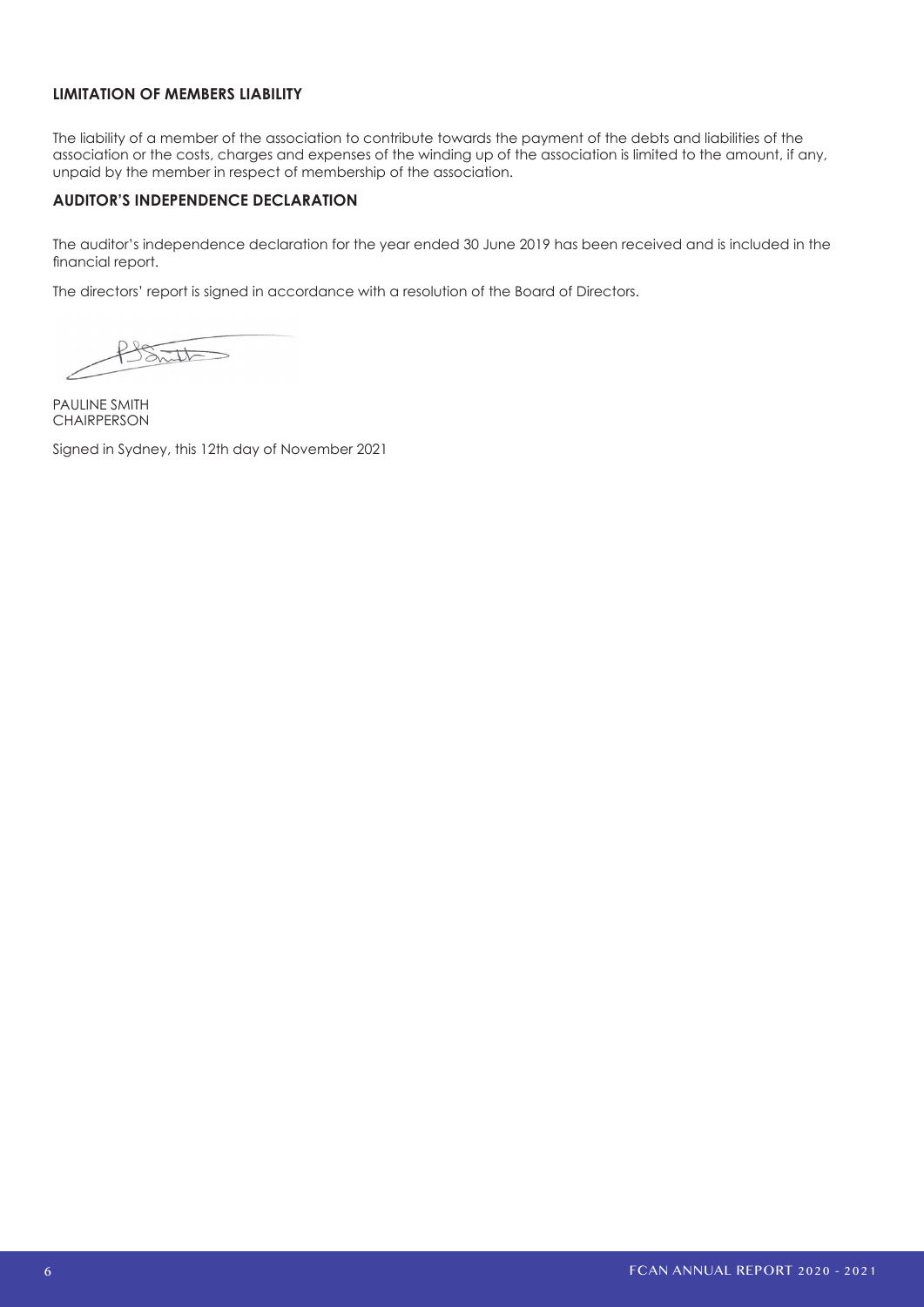### LIMITATION OF MEMBERS LIABILITY

The liability of a member of the association to contribute towards the payment of the debts and liabilities of the association or the costs, charges and expenses of the winding up of the association is limited to the amount, if any, unpaid by the member in respect of membership of the association.

### AUDITOR'S INDEPENDENCE DECLARATION

The auditor's independence declaration for the year ended 30 June 2019 has been received and is included in the financial report.

The directors' report is signed in accordance with a resolution of the Board of Directors.

PAULINE SMITH
CHAIRPERSON

Signed in Sydney, this 12th day of November 2021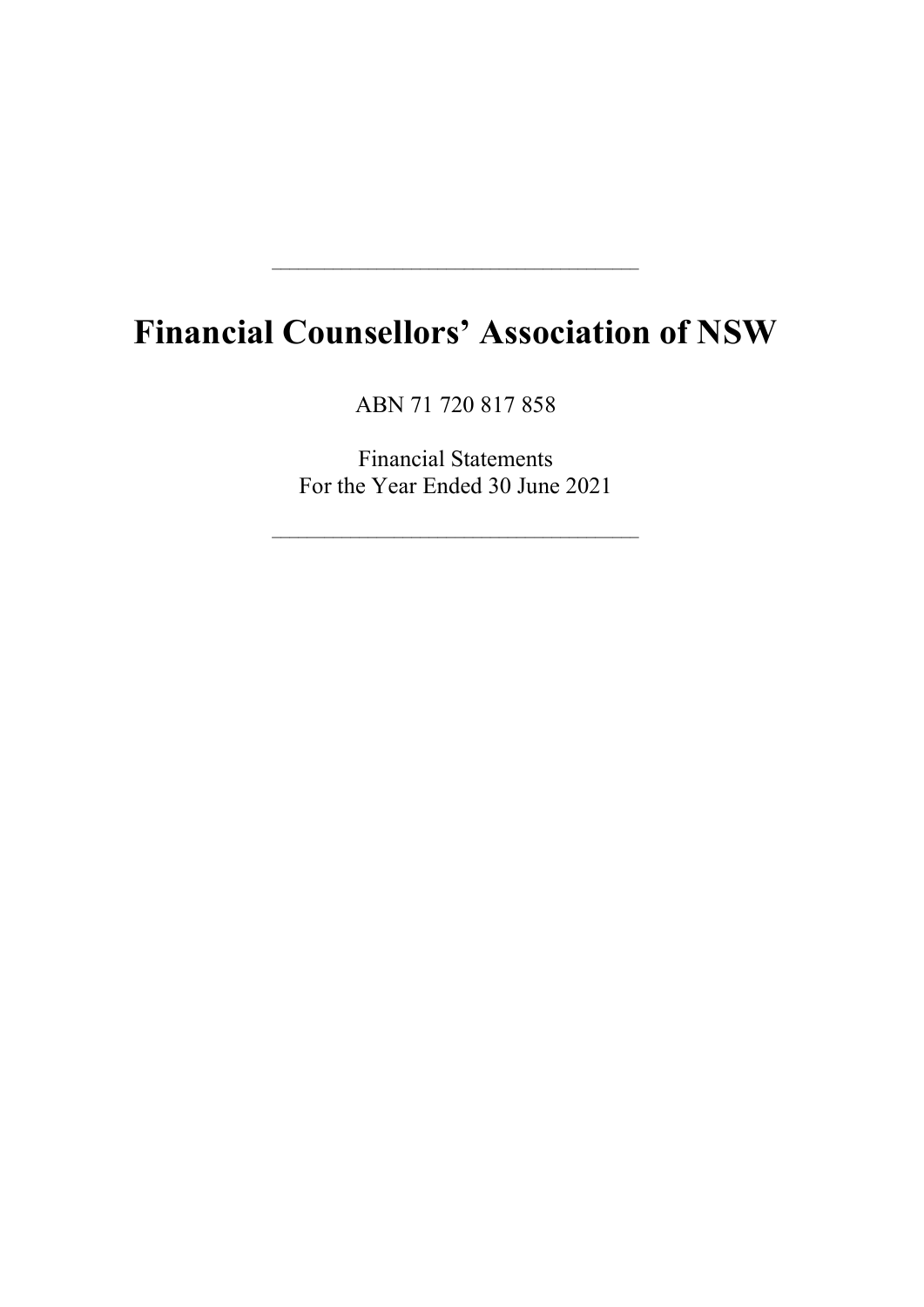---

# Financial Counsellors' Association of NSW

ABN 71 720 817 858

Financial Statements
For the Year Ended 30 June 2021

---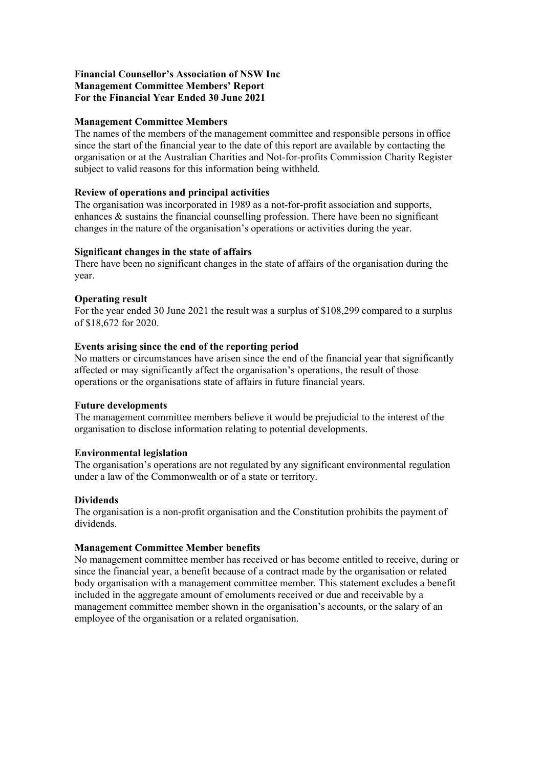**Financial Counsellor's Association of NSW Inc**
**Management Committee Members' Report**
**For the Financial Year Ended 30 June 2021**

### Management Committee Members

The names of the members of the management committee and responsible persons in office since the start of the financial year to the date of this report are available by contacting the organisation or at the Australian Charities and Not-for-profits Commission Charity Register subject to valid reasons for this information being withheld.

### Review of operations and principal activities

The organisation was incorporated in 1989 as a not-for-profit association and supports, enhances & sustains the financial counselling profession. There have been no significant changes in the nature of the organisation's operations or activities during the year.

### Significant changes in the state of affairs

There have been no significant changes in the state of affairs of the organisation during the year.

### Operating result

For the year ended 30 June 2021 the result was a surplus of $108,299 compared to a surplus of $18,672 for 2020.

### Events arising since the end of the reporting period

No matters or circumstances have arisen since the end of the financial year that significantly affected or may significantly affect the organisation's operations, the result of those operations or the organisations state of affairs in future financial years.

### Future developments

The management committee members believe it would be prejudicial to the interest of the organisation to disclose information relating to potential developments.

### Environmental legislation

The organisation's operations are not regulated by any significant environmental regulation under a law of the Commonwealth or of a state or territory.

### Dividends

The organisation is a non-profit organisation and the Constitution prohibits the payment of dividends.

### Management Committee Member benefits

No management committee member has received or has become entitled to receive, during or since the financial year, a benefit because of a contract made by the organisation or related body organisation with a management committee member. This statement excludes a benefit included in the aggregate amount of emoluments received or due and receivable by a management committee member shown in the organisation's accounts, or the salary of an employee of the organisation or a related organisation.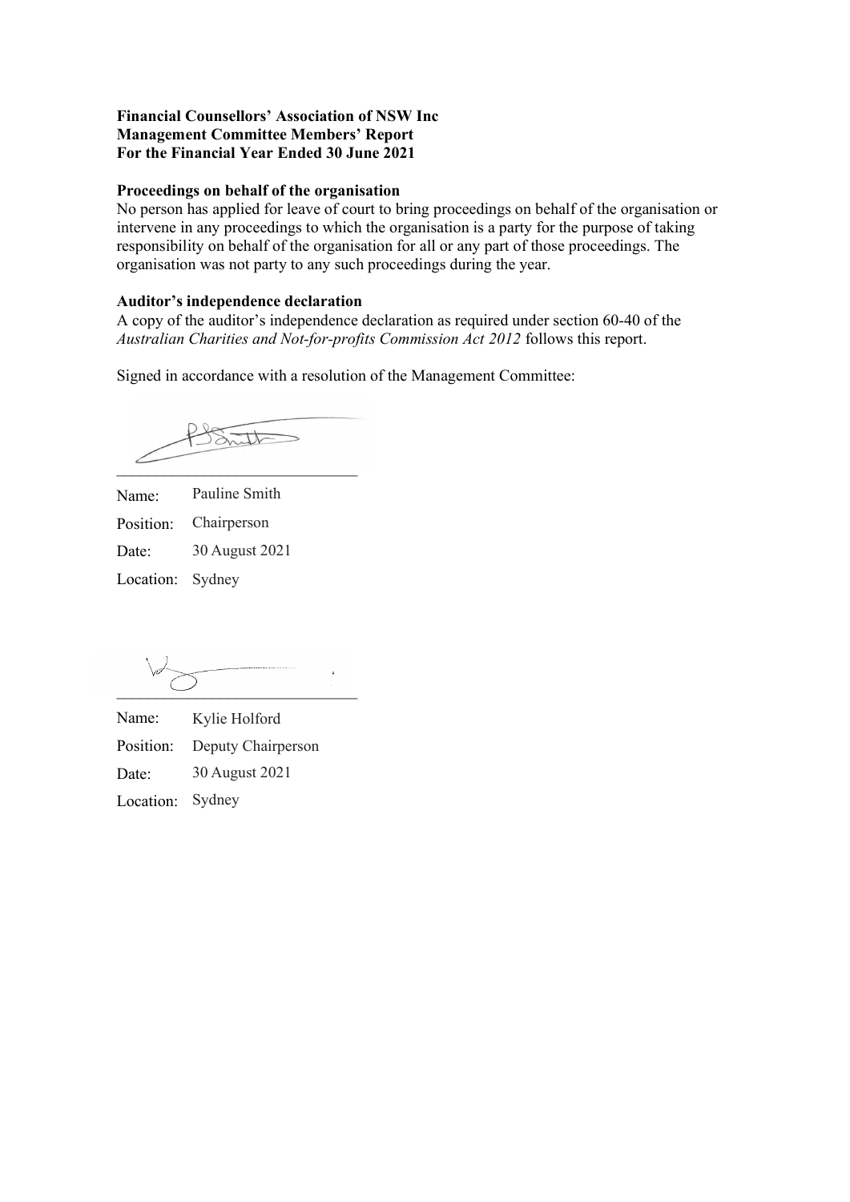**Financial Counsellors' Association of NSW Inc**
**Management Committee Members' Report**
**For the Financial Year Ended 30 June 2021**

**Proceedings on behalf of the organisation**

No person has applied for leave of court to bring proceedings on behalf of the organisation or intervene in any proceedings to which the organisation is a party for the purpose of taking responsibility on behalf of the organisation for all or any part of those proceedings. The organisation was not party to any such proceedings during the year.

**Auditor's independence declaration**

A copy of the auditor's independence declaration as required under section 60-40 of the *Australian Charities and Not-for-profits Commission Act 2012* follows this report.

Signed in accordance with a resolution of the Management Committee:

\_\_\_\_\_\_\_\_\_\_\_\_\_\_\_\_\_\_\_\_\_\_\_\_\_\_\_\_\_\_

Name: Pauline Smith

Position: Chairperson

Date: 30 August 2021

Location: Sydney

\_\_\_\_\_\_\_\_\_\_\_\_\_\_\_\_\_\_\_\_\_\_\_\_\_\_\_\_\_\_

Name: Kylie Holford

Position: Deputy Chairperson

Date: 30 August 2021

Location: Sydney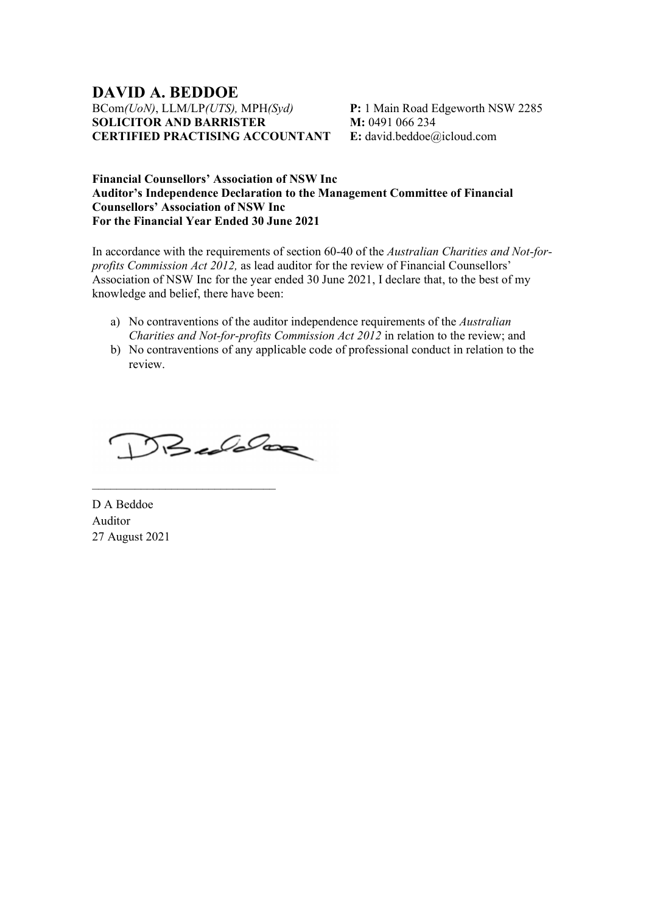# DAVID A. BEDDOE

BCom*(UoN)*, LLM/LP*(UTS),* MPH*(Syd)*
**SOLICITOR AND BARRISTER**
**CERTIFIED PRACTISING ACCOUNTANT**

**P:** 1 Main Road Edgeworth NSW 2285
**M:** 0491 066 234
**E:** david.beddoe@icloud.com

**Financial Counsellors' Association of NSW Inc**
**Auditor's Independence Declaration to the Management Committee of Financial Counsellors' Association of NSW Inc**
**For the Financial Year Ended 30 June 2021**

In accordance with the requirements of section 60-40 of the *Australian Charities and Not-for-profits Commission Act 2012,* as lead auditor for the review of Financial Counsellors' Association of NSW Inc for the year ended 30 June 2021, I declare that, to the best of my knowledge and belief, there have been:

a) No contraventions of the auditor independence requirements of the *Australian Charities and Not-for-profits Commission Act 2012* in relation to the review; and
b) No contraventions of any applicable code of professional conduct in relation to the review.

\_\_\_\_\_\_\_\_\_\_\_\_\_\_\_\_\_\_\_\_\_\_\_\_\_\_\_\_\_\_

D A Beddoe
Auditor
27 August 2021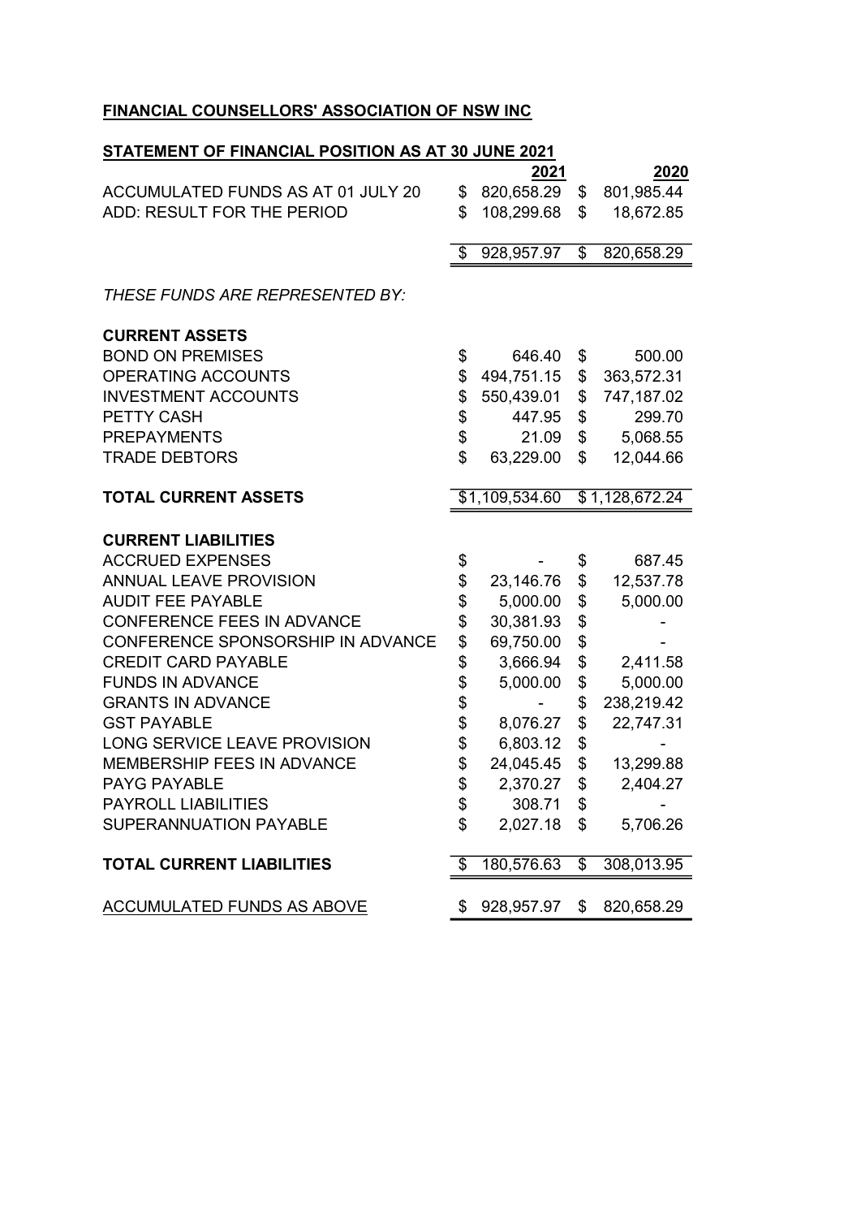**FINANCIAL COUNSELLORS' ASSOCIATION OF NSW INC**

**STATEMENT OF FINANCIAL POSITION AS AT 30 JUNE 2021**

| | 2021 | 2020 |
|---|---|---|
| ACCUMULATED FUNDS AS AT 01 JULY 20 | $ 820,658.29 | $ 801,985.44 |
| ADD: RESULT FOR THE PERIOD | $ 108,299.68 | $ 18,672.85 |
| | $ 928,957.97 | $ 820,658.29 |
| *THESE FUNDS ARE REPRESENTED BY:* | | |
| **CURRENT ASSETS** | | |
| BOND ON PREMISES | $ 646.40 | $ 500.00 |
| OPERATING ACCOUNTS | $ 494,751.15 | $ 363,572.31 |
| INVESTMENT ACCOUNTS | $ 550,439.01 | $ 747,187.02 |
| PETTY CASH | $ 447.95 | $ 299.70 |
| PREPAYMENTS | $ 21.09 | $ 5,068.55 |
| TRADE DEBTORS | $ 63,229.00 | $ 12,044.66 |
| **TOTAL CURRENT ASSETS** | $1,109,534.60 | $1,128,672.24 |
| **CURRENT LIABILITIES** | | |
| ACCRUED EXPENSES | $ - | $ 687.45 |
| ANNUAL LEAVE PROVISION | $ 23,146.76 | $ 12,537.78 |
| AUDIT FEE PAYABLE | $ 5,000.00 | $ 5,000.00 |
| CONFERENCE FEES IN ADVANCE | $ 30,381.93 | $ - |
| CONFERENCE SPONSORSHIP IN ADVANCE | $ 69,750.00 | $ - |
| CREDIT CARD PAYABLE | $ 3,666.94 | $ 2,411.58 |
| FUNDS IN ADVANCE | $ 5,000.00 | $ 5,000.00 |
| GRANTS IN ADVANCE | $ - | $ 238,219.42 |
| GST PAYABLE | $ 8,076.27 | $ 22,747.31 |
| LONG SERVICE LEAVE PROVISION | $ 6,803.12 | $ - |
| MEMBERSHIP FEES IN ADVANCE | $ 24,045.45 | $ 13,299.88 |
| PAYG PAYABLE | $ 2,370.27 | $ 2,404.27 |
| PAYROLL LIABILITIES | $ 308.71 | $ - |
| SUPERANNUATION PAYABLE | $ 2,027.18 | $ 5,706.26 |
| **TOTAL CURRENT LIABILITIES** | $ 180,576.63 | $ 308,013.95 |
| ACCUMULATED FUNDS AS ABOVE | $ 928,957.97 | $ 820,658.29 |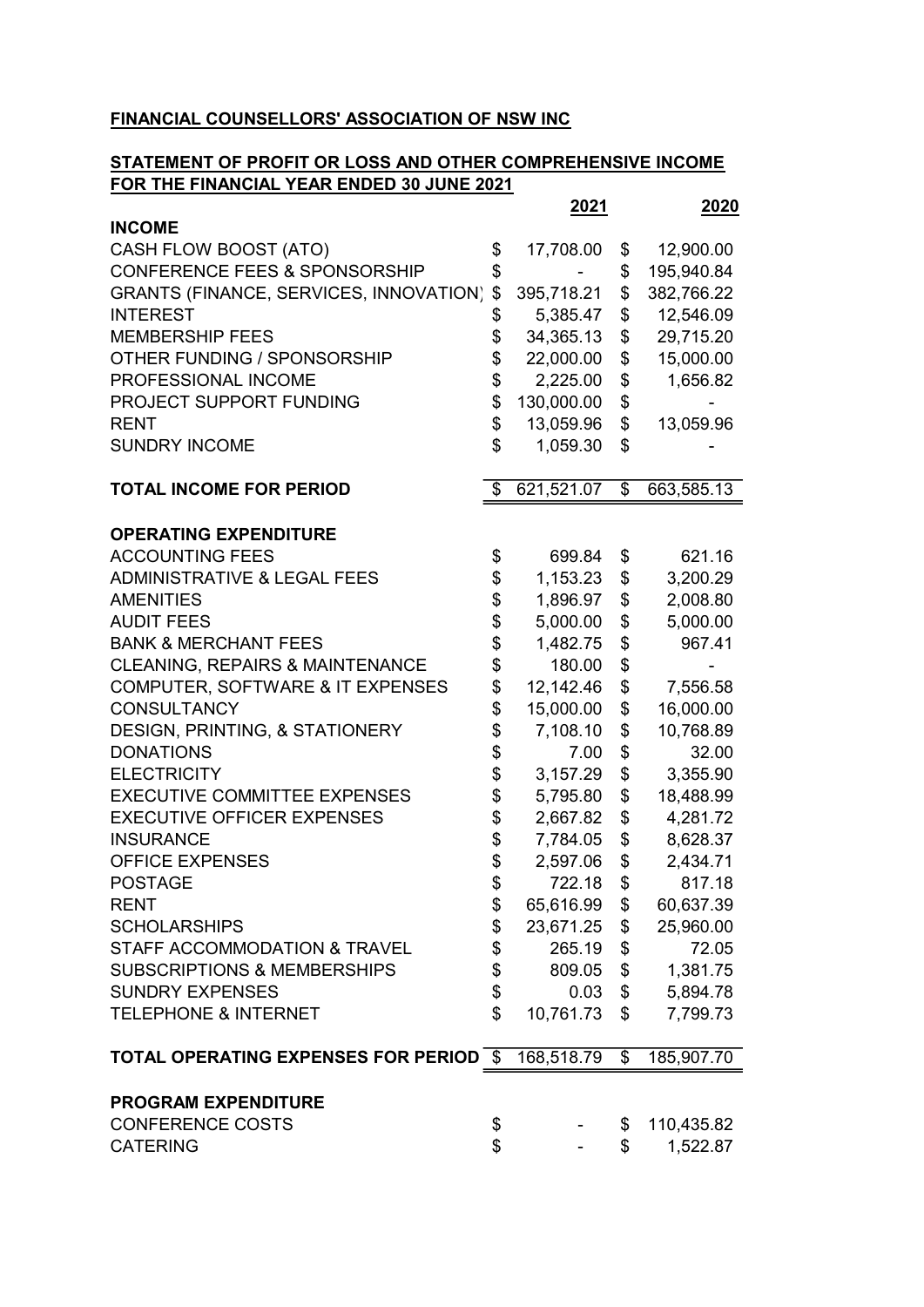**FINANCIAL COUNSELLORS' ASSOCIATION OF NSW INC**

**STATEMENT OF PROFIT OR LOSS AND OTHER COMPREHENSIVE INCOME**
**FOR THE FINANCIAL YEAR ENDED 30 JUNE 2021**

| | 2021 | 2020 |
|---|---|---|
| **INCOME** | | |
| CASH FLOW BOOST (ATO) | $ 17,708.00 | $ 12,900.00 |
| CONFERENCE FEES & SPONSORSHIP | $ - | $ 195,940.84 |
| GRANTS (FINANCE, SERVICES, INNOVATION) | $ 395,718.21 | $ 382,766.22 |
| INTEREST | $ 5,385.47 | $ 12,546.09 |
| MEMBERSHIP FEES | $ 34,365.13 | $ 29,715.20 |
| OTHER FUNDING / SPONSORSHIP | $ 22,000.00 | $ 15,000.00 |
| PROFESSIONAL INCOME | $ 2,225.00 | $ 1,656.82 |
| PROJECT SUPPORT FUNDING | $ 130,000.00 | $ - |
| RENT | $ 13,059.96 | $ 13,059.96 |
| SUNDRY INCOME | $ 1,059.30 | $ - |
| **TOTAL INCOME FOR PERIOD** | $ 621,521.07 | $ 663,585.13 |
| **OPERATING EXPENDITURE** | | |
| ACCOUNTING FEES | $ 699.84 | $ 621.16 |
| ADMINISTRATIVE & LEGAL FEES | $ 1,153.23 | $ 3,200.29 |
| AMENITIES | $ 1,896.97 | $ 2,008.80 |
| AUDIT FEES | $ 5,000.00 | $ 5,000.00 |
| BANK & MERCHANT FEES | $ 1,482.75 | $ 967.41 |
| CLEANING, REPAIRS & MAINTENANCE | $ 180.00 | $ - |
| COMPUTER, SOFTWARE & IT EXPENSES | $ 12,142.46 | $ 7,556.58 |
| CONSULTANCY | $ 15,000.00 | $ 16,000.00 |
| DESIGN, PRINTING, & STATIONERY | $ 7,108.10 | $ 10,768.89 |
| DONATIONS | $ 7.00 | $ 32.00 |
| ELECTRICITY | $ 3,157.29 | $ 3,355.90 |
| EXECUTIVE COMMITTEE EXPENSES | $ 5,795.80 | $ 18,488.99 |
| EXECUTIVE OFFICER EXPENSES | $ 2,667.82 | $ 4,281.72 |
| INSURANCE | $ 7,784.05 | $ 8,628.37 |
| OFFICE EXPENSES | $ 2,597.06 | $ 2,434.71 |
| POSTAGE | $ 722.18 | $ 817.18 |
| RENT | $ 65,616.99 | $ 60,637.39 |
| SCHOLARSHIPS | $ 23,671.25 | $ 25,960.00 |
| STAFF ACCOMMODATION & TRAVEL | $ 265.19 | $ 72.05 |
| SUBSCRIPTIONS & MEMBERSHIPS | $ 809.05 | $ 1,381.75 |
| SUNDRY EXPENSES | $ 0.03 | $ 5,894.78 |
| TELEPHONE & INTERNET | $ 10,761.73 | $ 7,799.73 |
| **TOTAL OPERATING EXPENSES FOR PERIOD** | $ 168,518.79 | $ 185,907.70 |
| **PROGRAM EXPENDITURE** | | |
| CONFERENCE COSTS | $ - | $ 110,435.82 |
| CATERING | $ - | $ 1,522.87 |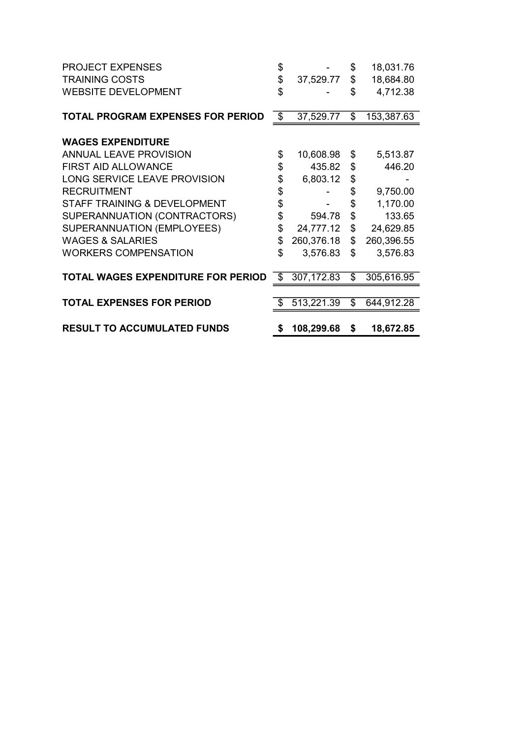| | | |
|---|---|---|
| PROJECT EXPENSES | $ - | $ 18,031.76 |
| TRAINING COSTS | $ 37,529.77 | $ 18,684.80 |
| WEBSITE DEVELOPMENT | $ - | $ 4,712.38 |
| **TOTAL PROGRAM EXPENSES FOR PERIOD** | $ 37,529.77 | $ 153,387.63 |
| **WAGES EXPENDITURE** | | |
| ANNUAL LEAVE PROVISION | $ 10,608.98 | $ 5,513.87 |
| FIRST AID ALLOWANCE | $ 435.82 | $ 446.20 |
| LONG SERVICE LEAVE PROVISION | $ 6,803.12 | $ - |
| RECRUITMENT | $ - | $ 9,750.00 |
| STAFF TRAINING & DEVELOPMENT | $ - | $ 1,170.00 |
| SUPERANNUATION (CONTRACTORS) | $ 594.78 | $ 133.65 |
| SUPERANNUATION (EMPLOYEES) | $ 24,777.12 | $ 24,629.85 |
| WAGES & SALARIES | $ 260,376.18 | $ 260,396.55 |
| WORKERS COMPENSATION | $ 3,576.83 | $ 3,576.83 |
| **TOTAL WAGES EXPENDITURE FOR PERIOD** | $ 307,172.83 | $ 305,616.95 |
| **TOTAL EXPENSES FOR PERIOD** | $ 513,221.39 | $ 644,912.28 |
| **RESULT TO ACCUMULATED FUNDS** | **$ 108,299.68** | **$ 18,672.85** |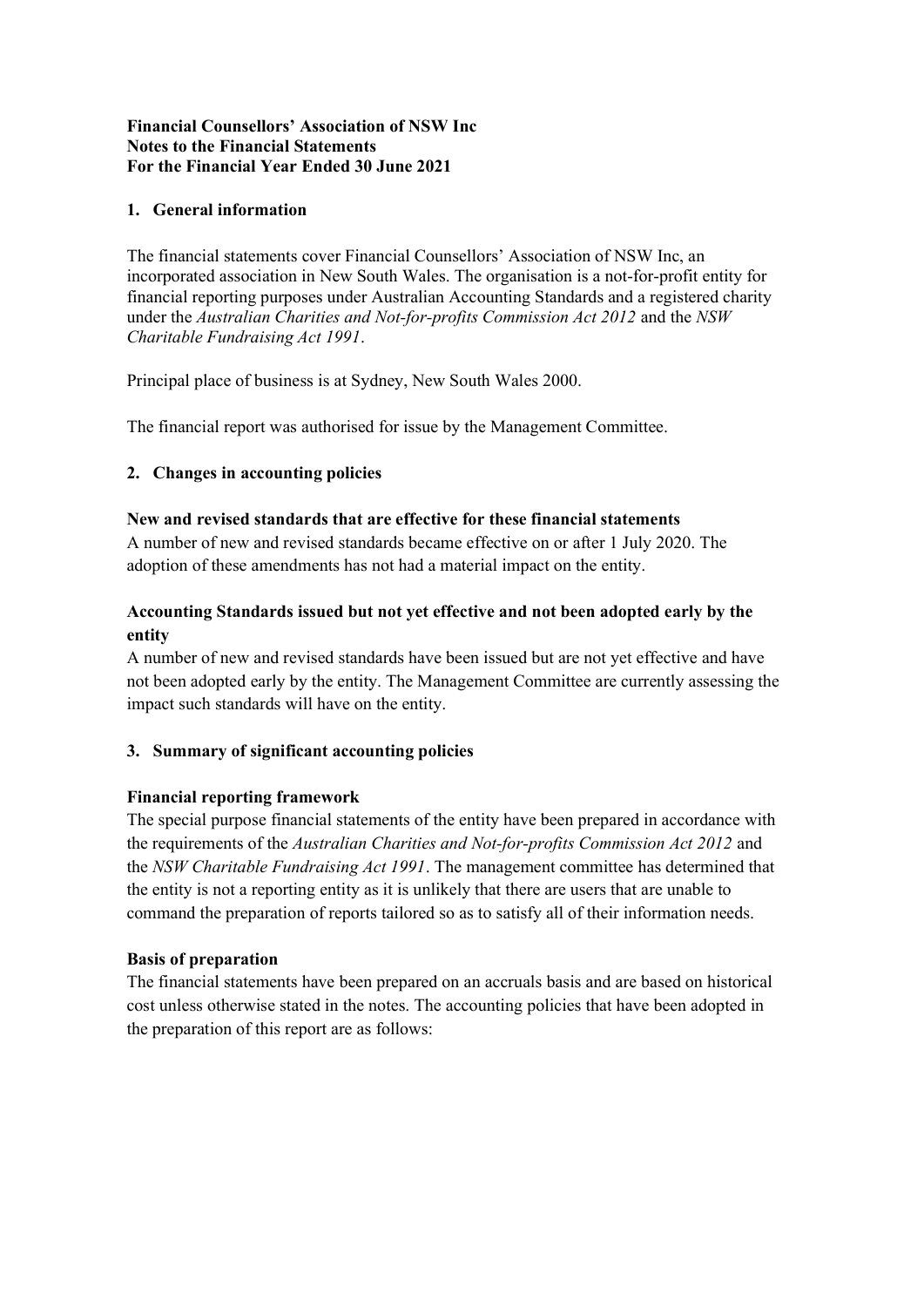**Financial Counsellors' Association of NSW Inc**
**Notes to the Financial Statements**
**For the Financial Year Ended 30 June 2021**

## 1. General information

The financial statements cover Financial Counsellors' Association of NSW Inc, an incorporated association in New South Wales. The organisation is a not-for-profit entity for financial reporting purposes under Australian Accounting Standards and a registered charity under the *Australian Charities and Not-for-profits Commission Act 2012* and the *NSW Charitable Fundraising Act 1991*.

Principal place of business is at Sydney, New South Wales 2000.

The financial report was authorised for issue by the Management Committee.

## 2. Changes in accounting policies

**New and revised standards that are effective for these financial statements**
A number of new and revised standards became effective on or after 1 July 2020. The adoption of these amendments has not had a material impact on the entity.

**Accounting Standards issued but not yet effective and not been adopted early by the entity**
A number of new and revised standards have been issued but are not yet effective and have not been adopted early by the entity. The Management Committee are currently assessing the impact such standards will have on the entity.

## 3. Summary of significant accounting policies

**Financial reporting framework**
The special purpose financial statements of the entity have been prepared in accordance with the requirements of the *Australian Charities and Not-for-profits Commission Act 2012* and the *NSW Charitable Fundraising Act 1991*. The management committee has determined that the entity is not a reporting entity as it is unlikely that there are users that are unable to command the preparation of reports tailored so as to satisfy all of their information needs.

**Basis of preparation**
The financial statements have been prepared on an accruals basis and are based on historical cost unless otherwise stated in the notes. The accounting policies that have been adopted in the preparation of this report are as follows: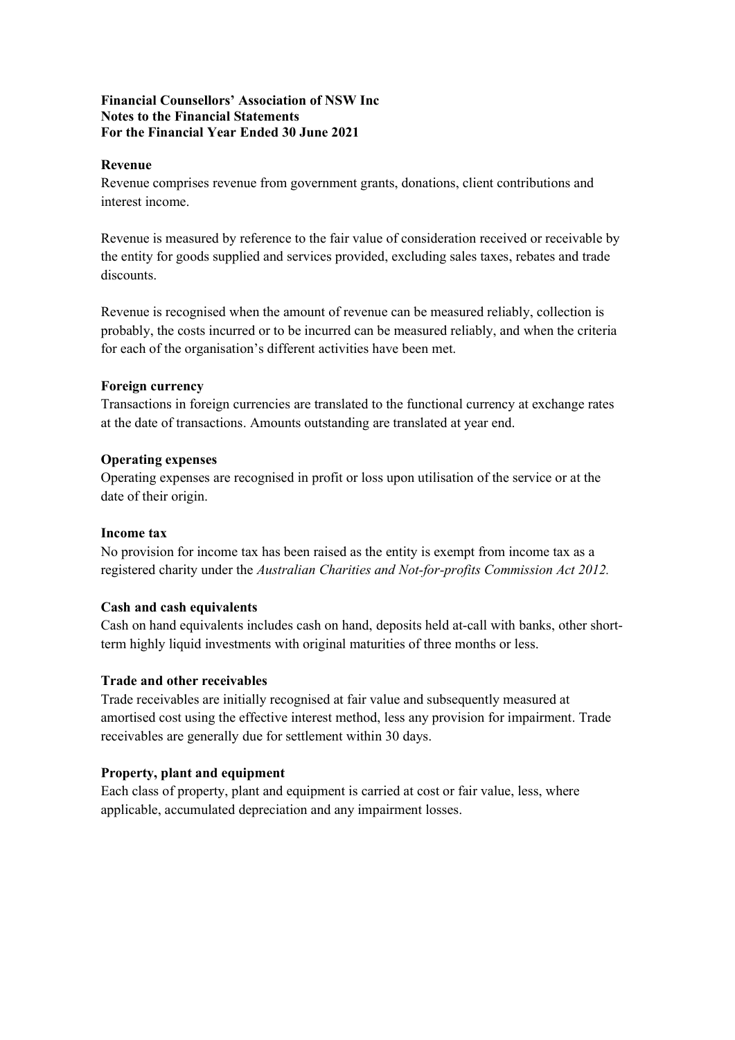**Financial Counsellors' Association of NSW Inc**
**Notes to the Financial Statements**
**For the Financial Year Ended 30 June 2021**

**Revenue**

Revenue comprises revenue from government grants, donations, client contributions and interest income.

Revenue is measured by reference to the fair value of consideration received or receivable by the entity for goods supplied and services provided, excluding sales taxes, rebates and trade discounts.

Revenue is recognised when the amount of revenue can be measured reliably, collection is probably, the costs incurred or to be incurred can be measured reliably, and when the criteria for each of the organisation's different activities have been met.

**Foreign currency**

Transactions in foreign currencies are translated to the functional currency at exchange rates at the date of transactions. Amounts outstanding are translated at year end.

**Operating expenses**

Operating expenses are recognised in profit or loss upon utilisation of the service or at the date of their origin.

**Income tax**

No provision for income tax has been raised as the entity is exempt from income tax as a registered charity under the *Australian Charities and Not-for-profits Commission Act 2012.*

**Cash and cash equivalents**

Cash on hand equivalents includes cash on hand, deposits held at-call with banks, other short-term highly liquid investments with original maturities of three months or less.

**Trade and other receivables**

Trade receivables are initially recognised at fair value and subsequently measured at amortised cost using the effective interest method, less any provision for impairment. Trade receivables are generally due for settlement within 30 days.

**Property, plant and equipment**

Each class of property, plant and equipment is carried at cost or fair value, less, where applicable, accumulated depreciation and any impairment losses.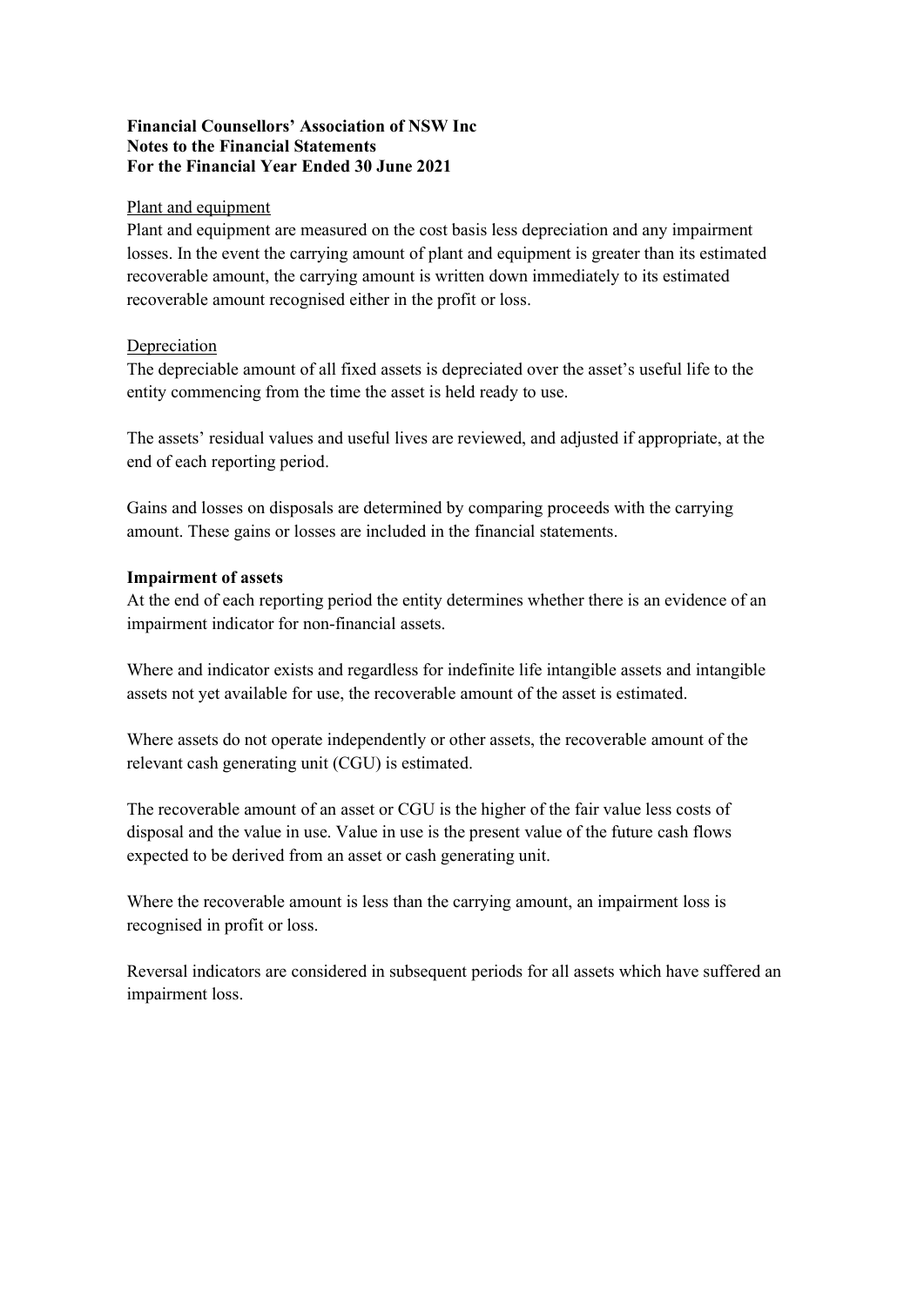**Financial Counsellors' Association of NSW Inc**
**Notes to the Financial Statements**
**For the Financial Year Ended 30 June 2021**

Plant and equipment

Plant and equipment are measured on the cost basis less depreciation and any impairment losses. In the event the carrying amount of plant and equipment is greater than its estimated recoverable amount, the carrying amount is written down immediately to its estimated recoverable amount recognised either in the profit or loss.

Depreciation

The depreciable amount of all fixed assets is depreciated over the asset's useful life to the entity commencing from the time the asset is held ready to use.

The assets' residual values and useful lives are reviewed, and adjusted if appropriate, at the end of each reporting period.

Gains and losses on disposals are determined by comparing proceeds with the carrying amount. These gains or losses are included in the financial statements.

**Impairment of assets**

At the end of each reporting period the entity determines whether there is an evidence of an impairment indicator for non-financial assets.

Where and indicator exists and regardless for indefinite life intangible assets and intangible assets not yet available for use, the recoverable amount of the asset is estimated.

Where assets do not operate independently or other assets, the recoverable amount of the relevant cash generating unit (CGU) is estimated.

The recoverable amount of an asset or CGU is the higher of the fair value less costs of disposal and the value in use. Value in use is the present value of the future cash flows expected to be derived from an asset or cash generating unit.

Where the recoverable amount is less than the carrying amount, an impairment loss is recognised in profit or loss.

Reversal indicators are considered in subsequent periods for all assets which have suffered an impairment loss.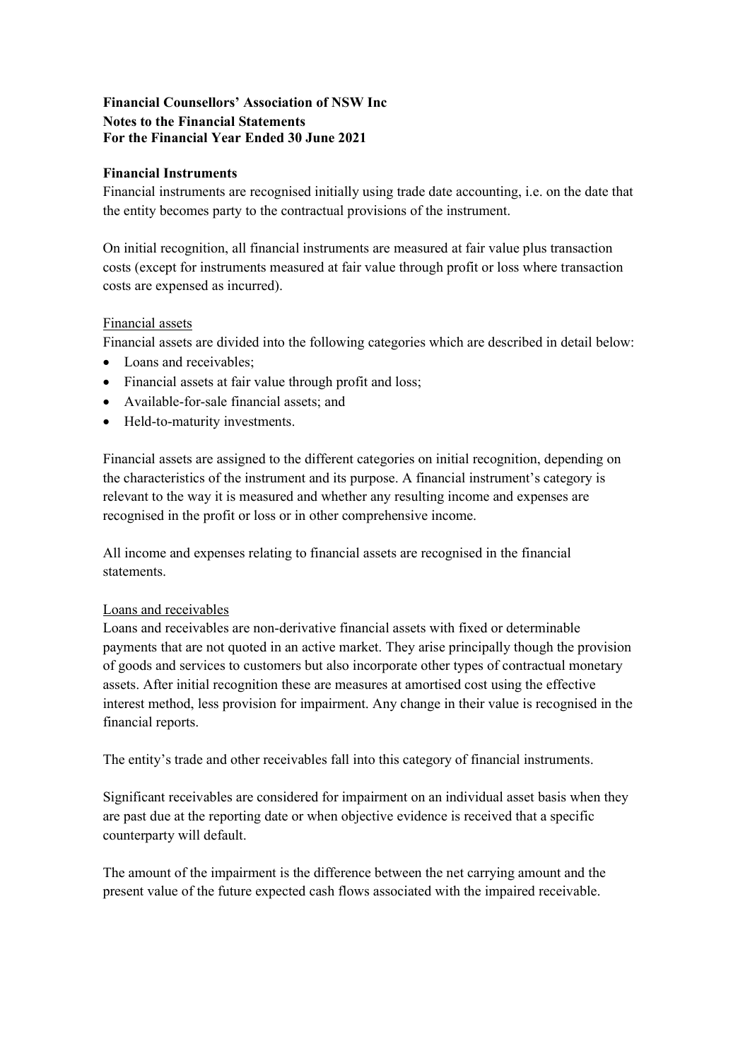**Financial Counsellors' Association of NSW Inc**
**Notes to the Financial Statements**
**For the Financial Year Ended 30 June 2021**

**Financial Instruments**

Financial instruments are recognised initially using trade date accounting, i.e. on the date that the entity becomes party to the contractual provisions of the instrument.

On initial recognition, all financial instruments are measured at fair value plus transaction costs (except for instruments measured at fair value through profit or loss where transaction costs are expensed as incurred).

Financial assets

Financial assets are divided into the following categories which are described in detail below:

- Loans and receivables;
- Financial assets at fair value through profit and loss;
- Available-for-sale financial assets; and
- Held-to-maturity investments.

Financial assets are assigned to the different categories on initial recognition, depending on the characteristics of the instrument and its purpose. A financial instrument's category is relevant to the way it is measured and whether any resulting income and expenses are recognised in the profit or loss or in other comprehensive income.

All income and expenses relating to financial assets are recognised in the financial statements.

Loans and receivables

Loans and receivables are non-derivative financial assets with fixed or determinable payments that are not quoted in an active market. They arise principally though the provision of goods and services to customers but also incorporate other types of contractual monetary assets. After initial recognition these are measures at amortised cost using the effective interest method, less provision for impairment. Any change in their value is recognised in the financial reports.

The entity's trade and other receivables fall into this category of financial instruments.

Significant receivables are considered for impairment on an individual asset basis when they are past due at the reporting date or when objective evidence is received that a specific counterparty will default.

The amount of the impairment is the difference between the net carrying amount and the present value of the future expected cash flows associated with the impaired receivable.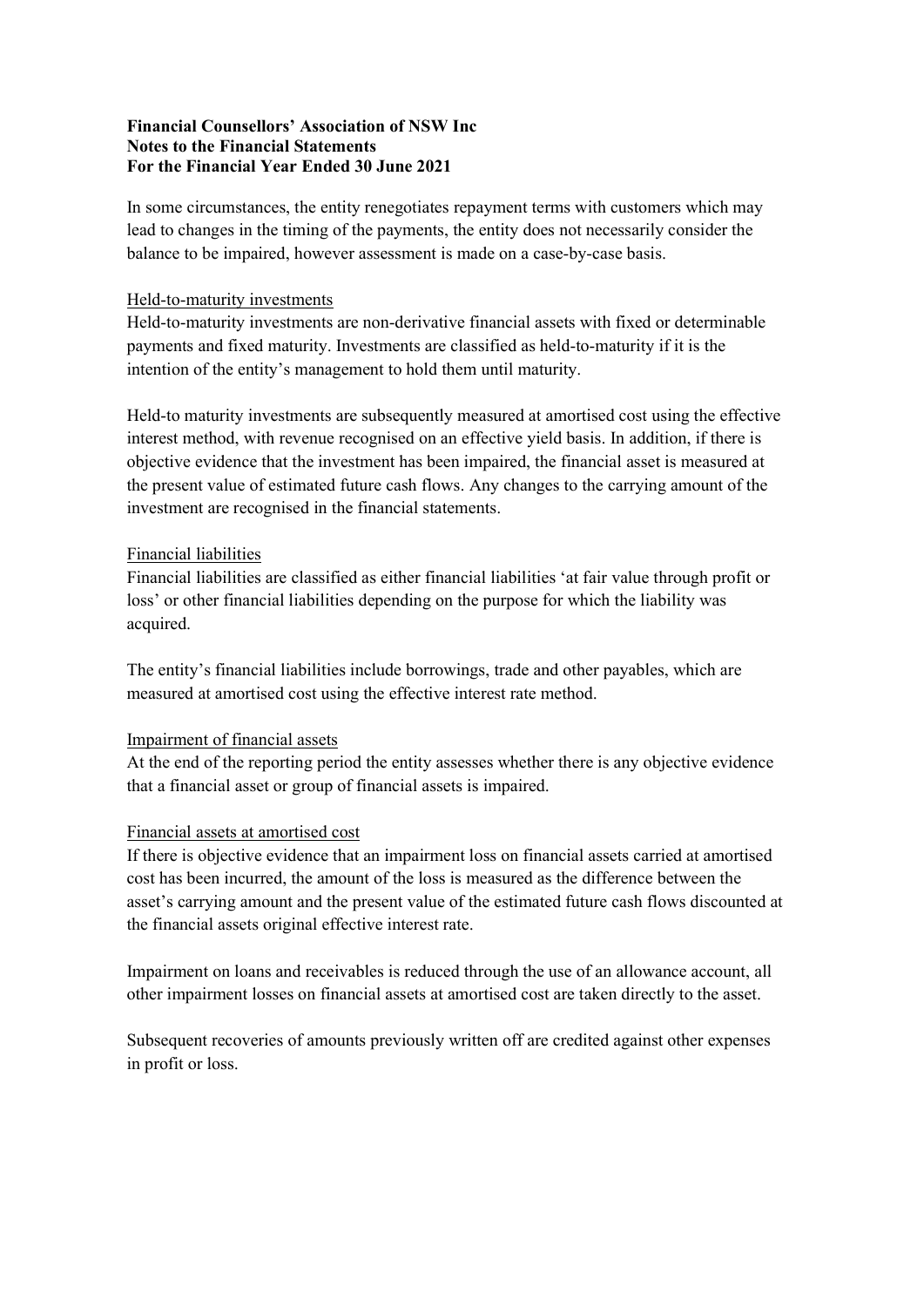**Financial Counsellors' Association of NSW Inc**
**Notes to the Financial Statements**
**For the Financial Year Ended 30 June 2021**

In some circumstances, the entity renegotiates repayment terms with customers which may lead to changes in the timing of the payments, the entity does not necessarily consider the balance to be impaired, however assessment is made on a case-by-case basis.

<u>Held-to-maturity investments</u>

Held-to-maturity investments are non-derivative financial assets with fixed or determinable payments and fixed maturity. Investments are classified as held-to-maturity if it is the intention of the entity's management to hold them until maturity.

Held-to maturity investments are subsequently measured at amortised cost using the effective interest method, with revenue recognised on an effective yield basis. In addition, if there is objective evidence that the investment has been impaired, the financial asset is measured at the present value of estimated future cash flows. Any changes to the carrying amount of the investment are recognised in the financial statements.

<u>Financial liabilities</u>

Financial liabilities are classified as either financial liabilities 'at fair value through profit or loss' or other financial liabilities depending on the purpose for which the liability was acquired.

The entity's financial liabilities include borrowings, trade and other payables, which are measured at amortised cost using the effective interest rate method.

<u>Impairment of financial assets</u>

At the end of the reporting period the entity assesses whether there is any objective evidence that a financial asset or group of financial assets is impaired.

<u>Financial assets at amortised cost</u>

If there is objective evidence that an impairment loss on financial assets carried at amortised cost has been incurred, the amount of the loss is measured as the difference between the asset's carrying amount and the present value of the estimated future cash flows discounted at the financial assets original effective interest rate.

Impairment on loans and receivables is reduced through the use of an allowance account, all other impairment losses on financial assets at amortised cost are taken directly to the asset.

Subsequent recoveries of amounts previously written off are credited against other expenses in profit or loss.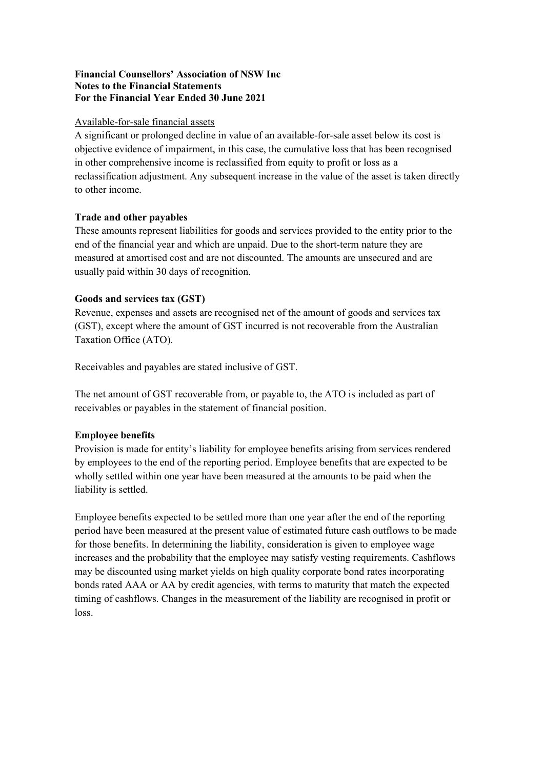**Financial Counsellors' Association of NSW Inc**
**Notes to the Financial Statements**
**For the Financial Year Ended 30 June 2021**

Available-for-sale financial assets

A significant or prolonged decline in value of an available-for-sale asset below its cost is objective evidence of impairment, in this case, the cumulative loss that has been recognised in other comprehensive income is reclassified from equity to profit or loss as a reclassification adjustment. Any subsequent increase in the value of the asset is taken directly to other income.

**Trade and other payables**

These amounts represent liabilities for goods and services provided to the entity prior to the end of the financial year and which are unpaid. Due to the short-term nature they are measured at amortised cost and are not discounted. The amounts are unsecured and are usually paid within 30 days of recognition.

**Goods and services tax (GST)**

Revenue, expenses and assets are recognised net of the amount of goods and services tax (GST), except where the amount of GST incurred is not recoverable from the Australian Taxation Office (ATO).

Receivables and payables are stated inclusive of GST.

The net amount of GST recoverable from, or payable to, the ATO is included as part of receivables or payables in the statement of financial position.

**Employee benefits**

Provision is made for entity's liability for employee benefits arising from services rendered by employees to the end of the reporting period. Employee benefits that are expected to be wholly settled within one year have been measured at the amounts to be paid when the liability is settled.

Employee benefits expected to be settled more than one year after the end of the reporting period have been measured at the present value of estimated future cash outflows to be made for those benefits. In determining the liability, consideration is given to employee wage increases and the probability that the employee may satisfy vesting requirements. Cashflows may be discounted using market yields on high quality corporate bond rates incorporating bonds rated AAA or AA by credit agencies, with terms to maturity that match the expected timing of cashflows. Changes in the measurement of the liability are recognised in profit or loss.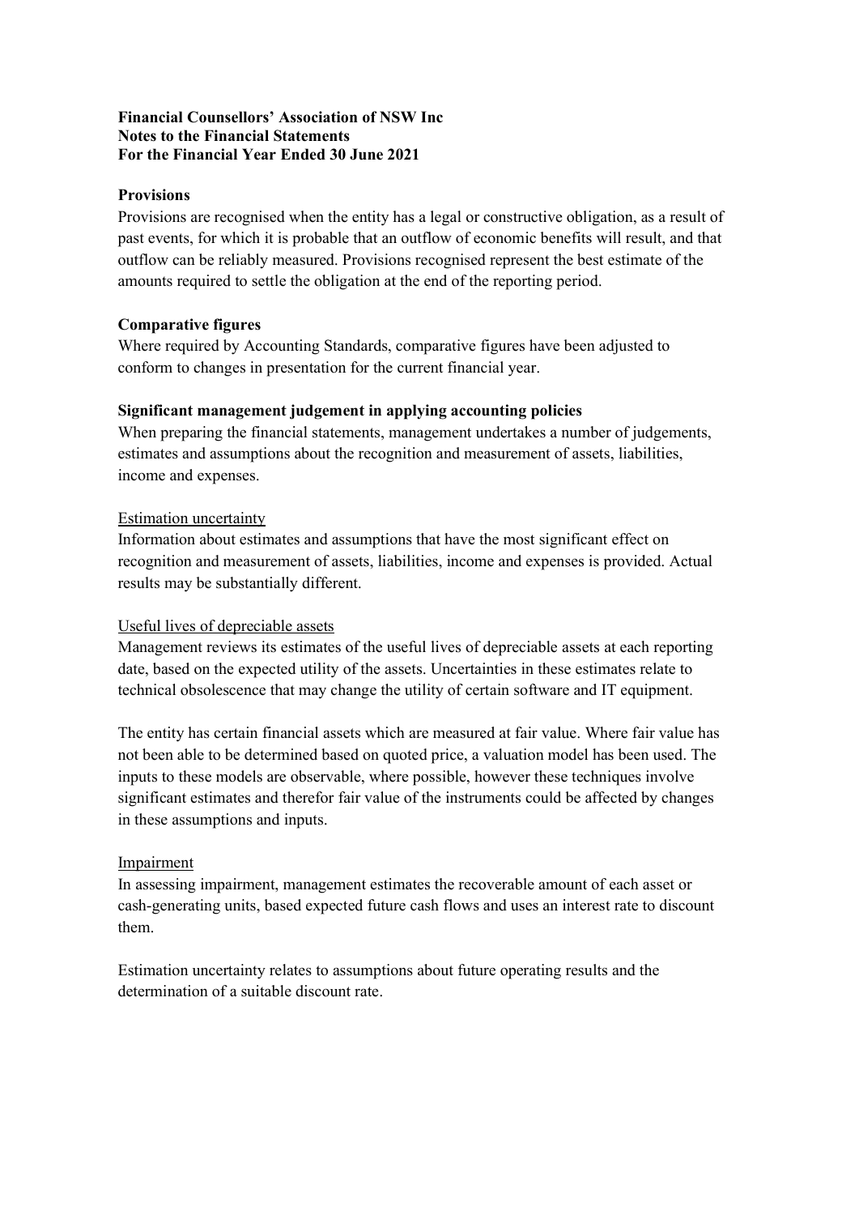**Financial Counsellors' Association of NSW Inc**
**Notes to the Financial Statements**
**For the Financial Year Ended 30 June 2021**

**Provisions**

Provisions are recognised when the entity has a legal or constructive obligation, as a result of past events, for which it is probable that an outflow of economic benefits will result, and that outflow can be reliably measured. Provisions recognised represent the best estimate of the amounts required to settle the obligation at the end of the reporting period.

**Comparative figures**

Where required by Accounting Standards, comparative figures have been adjusted to conform to changes in presentation for the current financial year.

**Significant management judgement in applying accounting policies**

When preparing the financial statements, management undertakes a number of judgements, estimates and assumptions about the recognition and measurement of assets, liabilities, income and expenses.

Estimation uncertainty

Information about estimates and assumptions that have the most significant effect on recognition and measurement of assets, liabilities, income and expenses is provided. Actual results may be substantially different.

Useful lives of depreciable assets

Management reviews its estimates of the useful lives of depreciable assets at each reporting date, based on the expected utility of the assets. Uncertainties in these estimates relate to technical obsolescence that may change the utility of certain software and IT equipment.

The entity has certain financial assets which are measured at fair value. Where fair value has not been able to be determined based on quoted price, a valuation model has been used. The inputs to these models are observable, where possible, however these techniques involve significant estimates and therefor fair value of the instruments could be affected by changes in these assumptions and inputs.

Impairment

In assessing impairment, management estimates the recoverable amount of each asset or cash-generating units, based expected future cash flows and uses an interest rate to discount them.

Estimation uncertainty relates to assumptions about future operating results and the determination of a suitable discount rate.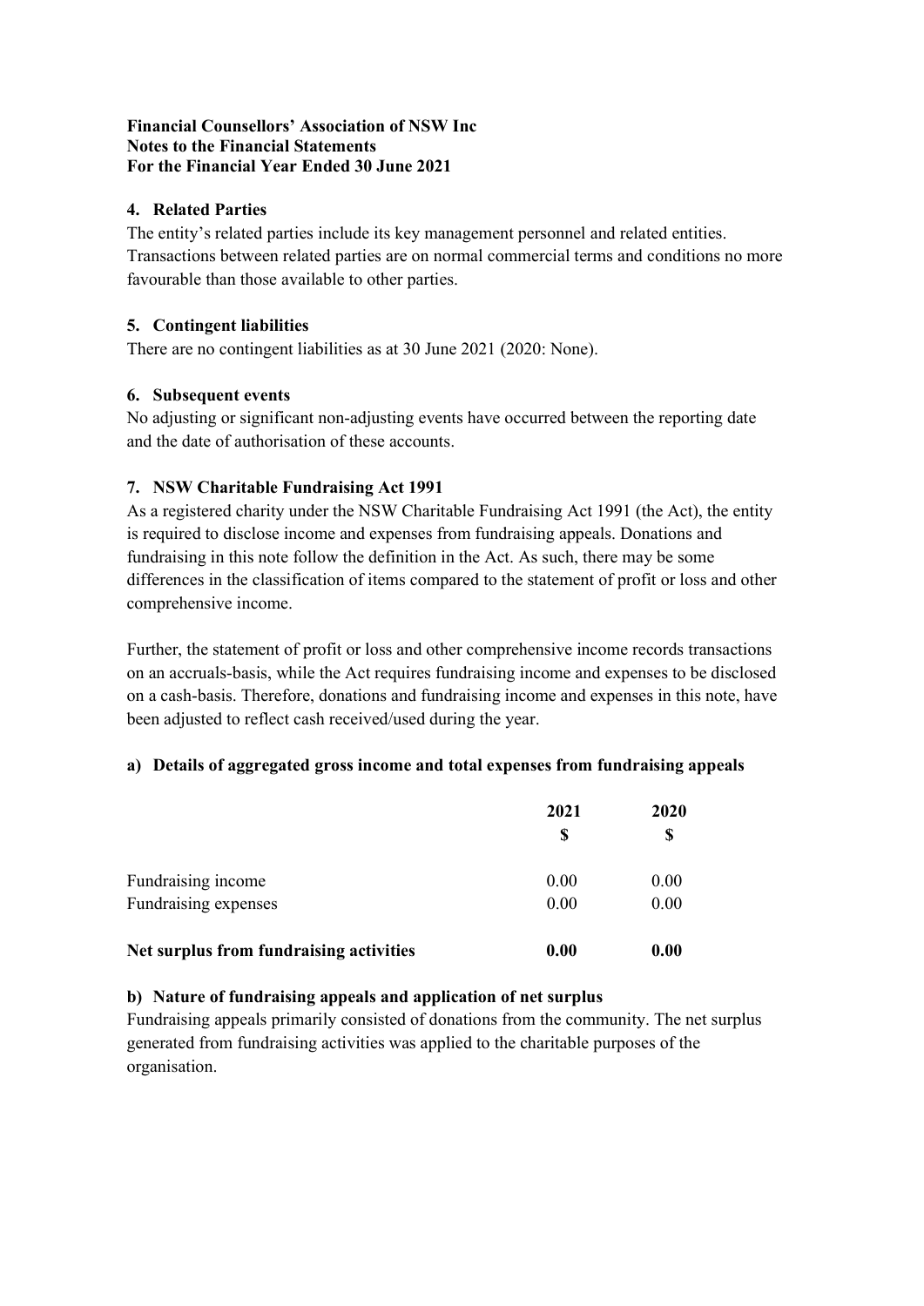**Financial Counsellors' Association of NSW Inc**
**Notes to the Financial Statements**
**For the Financial Year Ended 30 June 2021**

## 4. Related Parties

The entity's related parties include its key management personnel and related entities. Transactions between related parties are on normal commercial terms and conditions no more favourable than those available to other parties.

## 5. Contingent liabilities

There are no contingent liabilities as at 30 June 2021 (2020: None).

## 6. Subsequent events

No adjusting or significant non-adjusting events have occurred between the reporting date and the date of authorisation of these accounts.

## 7. NSW Charitable Fundraising Act 1991

As a registered charity under the NSW Charitable Fundraising Act 1991 (the Act), the entity is required to disclose income and expenses from fundraising appeals. Donations and fundraising in this note follow the definition in the Act. As such, there may be some differences in the classification of items compared to the statement of profit or loss and other comprehensive income.

Further, the statement of profit or loss and other comprehensive income records transactions on an accruals-basis, while the Act requires fundraising income and expenses to be disclosed on a cash-basis. Therefore, donations and fundraising income and expenses in this note, have been adjusted to reflect cash received/used during the year.

### a) Details of aggregated gross income and total expenses from fundraising appeals

| | 2021<br>$ | 2020<br>$ |
|---|---|---|
| Fundraising income | 0.00 | 0.00 |
| Fundraising expenses | 0.00 | 0.00 |
| **Net surplus from fundraising activities** | **0.00** | **0.00** |

### b) Nature of fundraising appeals and application of net surplus

Fundraising appeals primarily consisted of donations from the community. The net surplus generated from fundraising activities was applied to the charitable purposes of the organisation.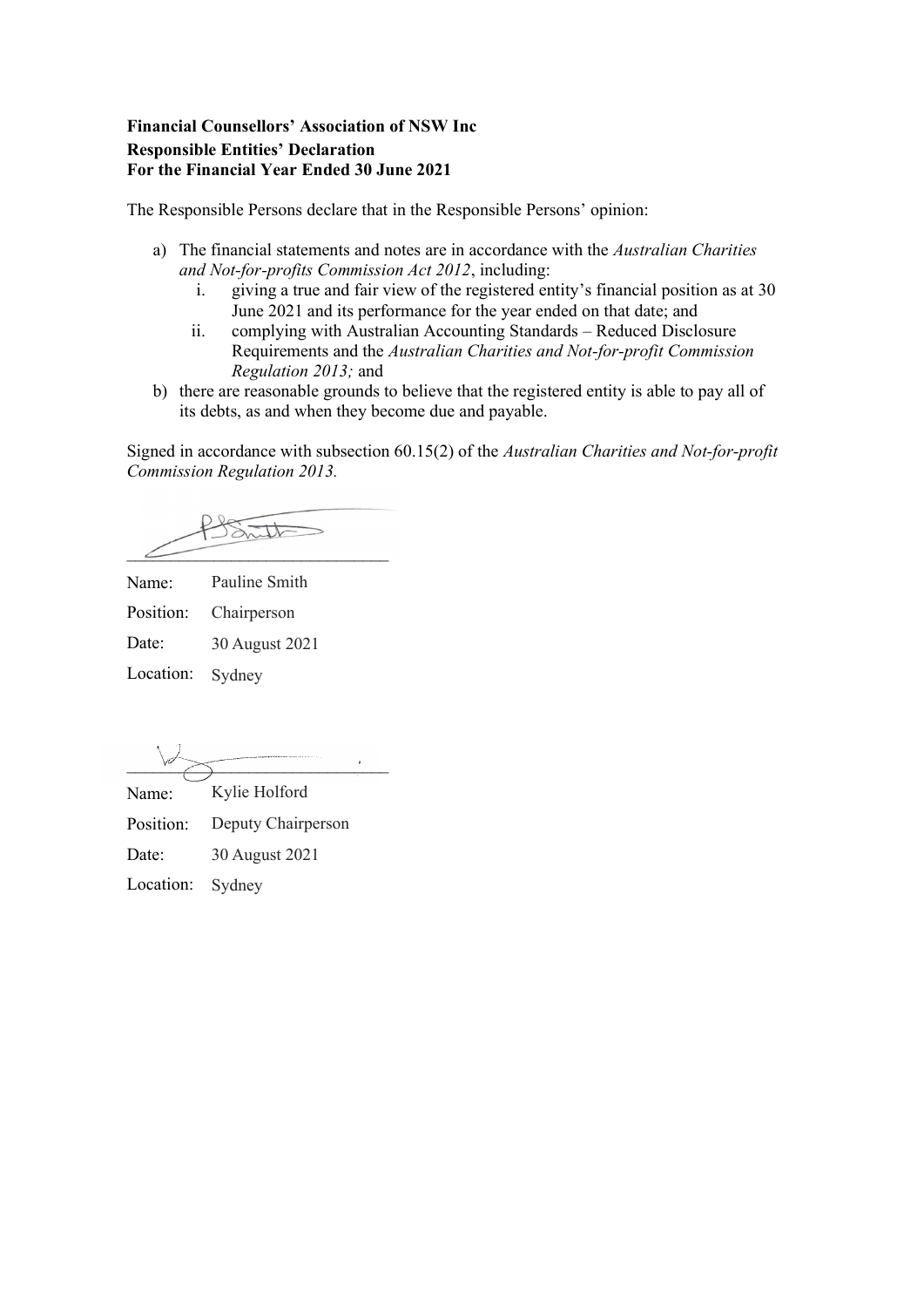**Financial Counsellors' Association of NSW Inc**
**Responsible Entities' Declaration**
**For the Financial Year Ended 30 June 2021**

The Responsible Persons declare that in the Responsible Persons' opinion:

a) The financial statements and notes are in accordance with the *Australian Charities and Not-for-profits Commission Act 2012*, including:
   i. giving a true and fair view of the registered entity's financial position as at 30 June 2021 and its performance for the year ended on that date; and
   ii. complying with Australian Accounting Standards – Reduced Disclosure Requirements and the *Australian Charities and Not-for-profit Commission Regulation 2013;* and

b) there are reasonable grounds to believe that the registered entity is able to pay all of its debts, as and when they become due and payable.

Signed in accordance with subsection 60.15(2) of the *Australian Charities and Not-for-profit Commission Regulation 2013.*

\_\_\_\_\_\_\_\_\_\_\_\_\_\_\_\_\_\_\_\_\_\_\_\_\_\_\_\_\_\_

Name: Pauline Smith
Position: Chairperson
Date: 30 August 2021
Location: Sydney

\_\_\_\_\_\_\_\_\_\_\_\_\_\_\_\_\_\_\_\_\_\_\_\_\_\_\_\_\_\_

Name: Kylie Holford
Position: Deputy Chairperson
Date: 30 August 2021
Location: Sydney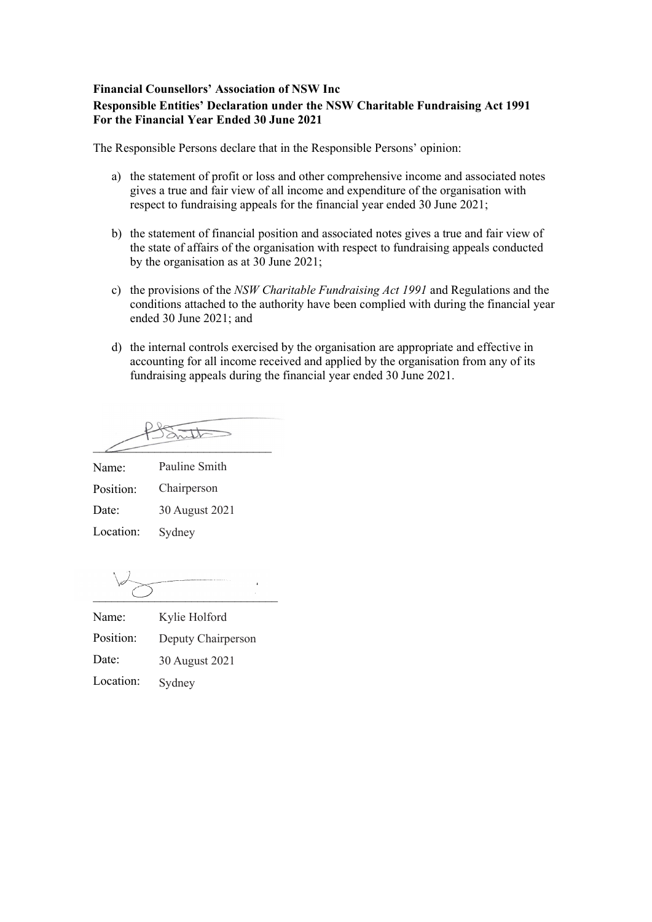**Financial Counsellors' Association of NSW Inc**
**Responsible Entities' Declaration under the NSW Charitable Fundraising Act 1991**
**For the Financial Year Ended 30 June 2021**

The Responsible Persons declare that in the Responsible Persons' opinion:

a) the statement of profit or loss and other comprehensive income and associated notes gives a true and fair view of all income and expenditure of the organisation with respect to fundraising appeals for the financial year ended 30 June 2021;

b) the statement of financial position and associated notes gives a true and fair view of the state of affairs of the organisation with respect to fundraising appeals conducted by the organisation as at 30 June 2021;

c) the provisions of the *NSW Charitable Fundraising Act 1991* and Regulations and the conditions attached to the authority have been complied with during the financial year ended 30 June 2021; and

d) the internal controls exercised by the organisation are appropriate and effective in accounting for all income received and applied by the organisation from any of its fundraising appeals during the financial year ended 30 June 2021.

\_\_\_\_\_\_\_\_\_\_\_\_\_\_\_\_\_\_\_\_\_\_\_\_\_\_\_\_\_\_

| | |
|---|---|
| Name: | Pauline Smith |
| Position: | Chairperson |
| Date: | 30 August 2021 |
| Location: | Sydney |

\_\_\_\_\_\_\_\_\_\_\_\_\_\_\_\_\_\_\_\_\_\_\_\_\_\_\_\_\_\_

| | |
|---|---|
| Name: | Kylie Holford |
| Position: | Deputy Chairperson |
| Date: | 30 August 2021 |
| Location: | Sydney |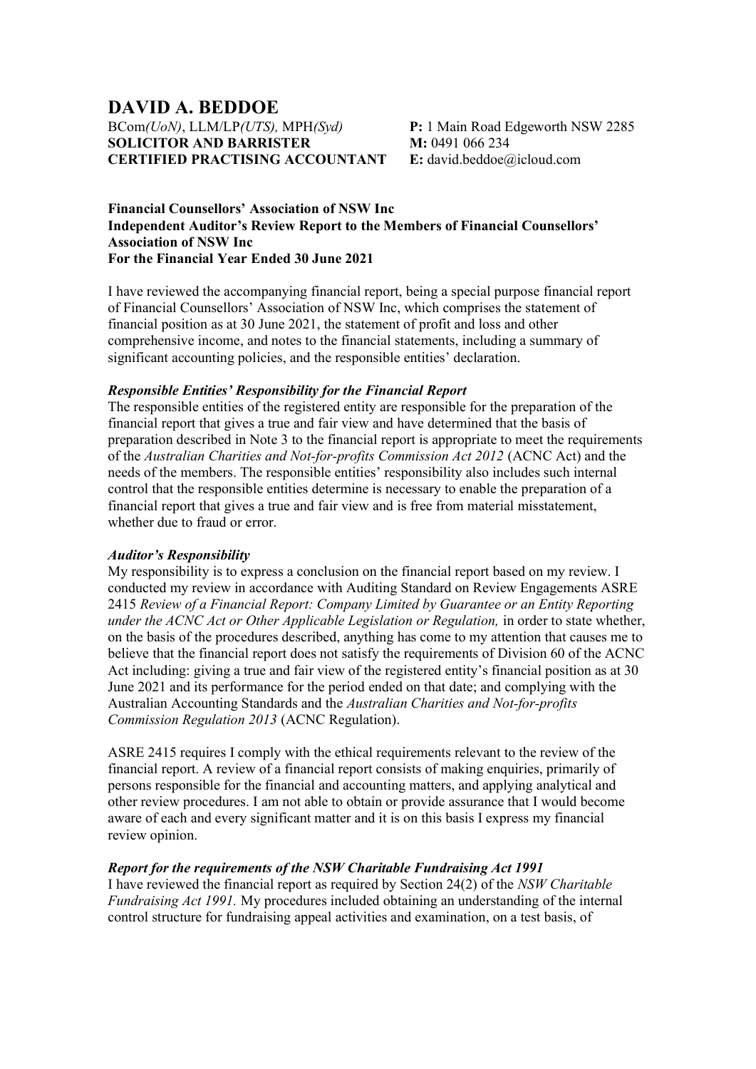# DAVID A. BEDDOE

BCom*(UoN)*, LLM/LP*(UTS),* MPH*(Syd)*
**SOLICITOR AND BARRISTER**
**CERTIFIED PRACTISING ACCOUNTANT**

**P:** 1 Main Road Edgeworth NSW 2285
**M:** 0491 066 234
**E:** david.beddoe@icloud.com

**Financial Counsellors' Association of NSW Inc**
**Independent Auditor's Review Report to the Members of Financial Counsellors' Association of NSW Inc**
**For the Financial Year Ended 30 June 2021**

I have reviewed the accompanying financial report, being a special purpose financial report of Financial Counsellors' Association of NSW Inc, which comprises the statement of financial position as at 30 June 2021, the statement of profit and loss and other comprehensive income, and notes to the financial statements, including a summary of significant accounting policies, and the responsible entities' declaration.

### *Responsible Entities' Responsibility for the Financial Report*

The responsible entities of the registered entity are responsible for the preparation of the financial report that gives a true and fair view and have determined that the basis of preparation described in Note 3 to the financial report is appropriate to meet the requirements of the *Australian Charities and Not-for-profits Commission Act 2012* (ACNC Act) and the needs of the members. The responsible entities' responsibility also includes such internal control that the responsible entities determine is necessary to enable the preparation of a financial report that gives a true and fair view and is free from material misstatement, whether due to fraud or error.

### *Auditor's Responsibility*

My responsibility is to express a conclusion on the financial report based on my review. I conducted my review in accordance with Auditing Standard on Review Engagements ASRE 2415 *Review of a Financial Report: Company Limited by Guarantee or an Entity Reporting under the ACNC Act or Other Applicable Legislation or Regulation,* in order to state whether, on the basis of the procedures described, anything has come to my attention that causes me to believe that the financial report does not satisfy the requirements of Division 60 of the ACNC Act including: giving a true and fair view of the registered entity's financial position as at 30 June 2021 and its performance for the period ended on that date; and complying with the Australian Accounting Standards and the *Australian Charities and Not-for-profits Commission Regulation 2013* (ACNC Regulation).

ASRE 2415 requires I comply with the ethical requirements relevant to the review of the financial report. A review of a financial report consists of making enquiries, primarily of persons responsible for the financial and accounting matters, and applying analytical and other review procedures. I am not able to obtain or provide assurance that I would become aware of each and every significant matter and it is on this basis I express my financial review opinion.

### *Report for the requirements of the NSW Charitable Fundraising Act 1991*

I have reviewed the financial report as required by Section 24(2) of the *NSW Charitable Fundraising Act 1991.* My procedures included obtaining an understanding of the internal control structure for fundraising appeal activities and examination, on a test basis, of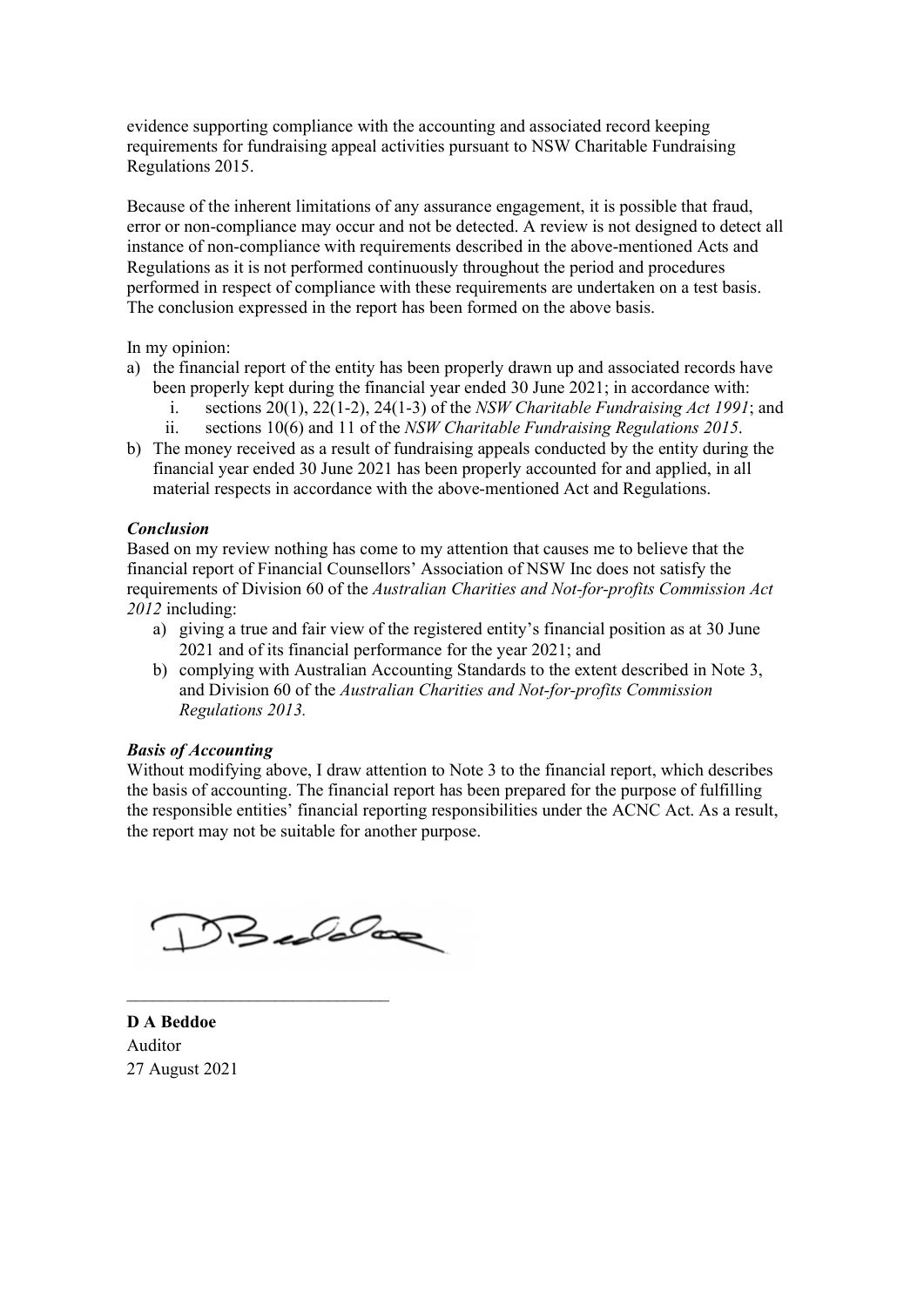evidence supporting compliance with the accounting and associated record keeping requirements for fundraising appeal activities pursuant to NSW Charitable Fundraising Regulations 2015.

Because of the inherent limitations of any assurance engagement, it is possible that fraud, error or non-compliance may occur and not be detected. A review is not designed to detect all instance of non-compliance with requirements described in the above-mentioned Acts and Regulations as it is not performed continuously throughout the period and procedures performed in respect of compliance with these requirements are undertaken on a test basis. The conclusion expressed in the report has been formed on the above basis.

In my opinion:

a) the financial report of the entity has been properly drawn up and associated records have been properly kept during the financial year ended 30 June 2021; in accordance with:
   i. sections 20(1), 22(1-2), 24(1-3) of the *NSW Charitable Fundraising Act 1991*; and
   ii. sections 10(6) and 11 of the *NSW Charitable Fundraising Regulations 2015*.
b) The money received as a result of fundraising appeals conducted by the entity during the financial year ended 30 June 2021 has been properly accounted for and applied, in all material respects in accordance with the above-mentioned Act and Regulations.

***Conclusion***

Based on my review nothing has come to my attention that causes me to believe that the financial report of Financial Counsellors' Association of NSW Inc does not satisfy the requirements of Division 60 of the *Australian Charities and Not-for-profits Commission Act 2012* including:

a) giving a true and fair view of the registered entity's financial position as at 30 June 2021 and of its financial performance for the year 2021; and
b) complying with Australian Accounting Standards to the extent described in Note 3, and Division 60 of the *Australian Charities and Not-for-profits Commission Regulations 2013.*

***Basis of Accounting***

Without modifying above, I draw attention to Note 3 to the financial report, which describes the basis of accounting. The financial report has been prepared for the purpose of fulfilling the responsible entities' financial reporting responsibilities under the ACNC Act. As a result, the report may not be suitable for another purpose.

______________________________

**D A Beddoe**
Auditor
27 August 2021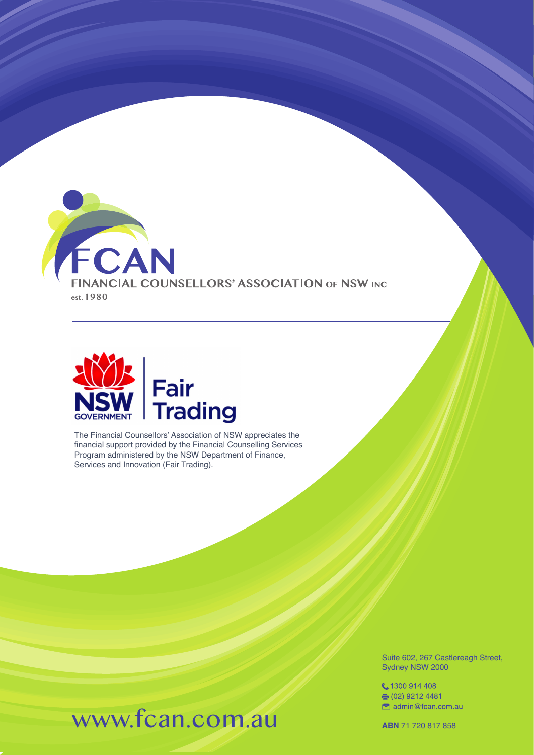FCAN

FINANCIAL COUNSELLORS' ASSOCIATION OF NSW INC

est. 1980

NSW GOVERNMENT | Fair Trading

The Financial Counsellors' Association of NSW appreciates the financial support provided by the Financial Counselling Services Program administered by the NSW Department of Finance, Services and Innovation (Fair Trading).

www.fcan.com.au

Suite 602, 267 Castlereagh Street,
Sydney NSW 2000

1300 914 408
(02) 9212 4481
admin@fcan.com.au

**ABN** 71 720 817 858